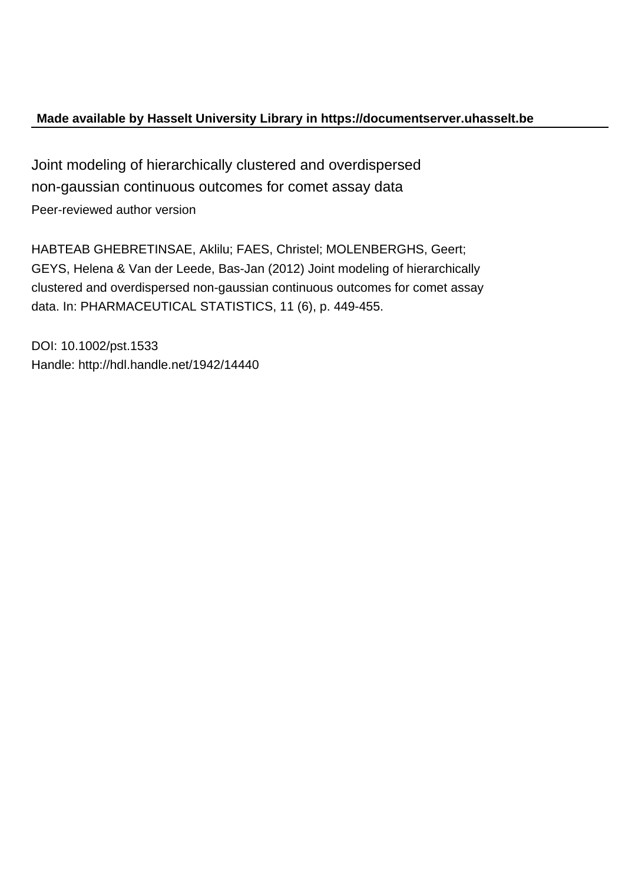**Made available by Hasselt University Library in https://documentserver.uhasselt.be**

# Joint modeling of hierarchically clustered and overdispersed non-gaussian continuous outcomes for comet assay data

Peer-reviewed author version

HABTEAB GHEBRETINSAE, Aklilu; FAES, Christel; MOLENBERGHS, Geert; GEYS, Helena & Van der Leede, Bas-Jan (2012) Joint modeling of hierarchically clustered and overdispersed non-gaussian continuous outcomes for comet assay data. In: PHARMACEUTICAL STATISTICS, 11 (6), p. 449-455.

DOI: 10.1002/pst.1533
Handle: http://hdl.handle.net/1942/14440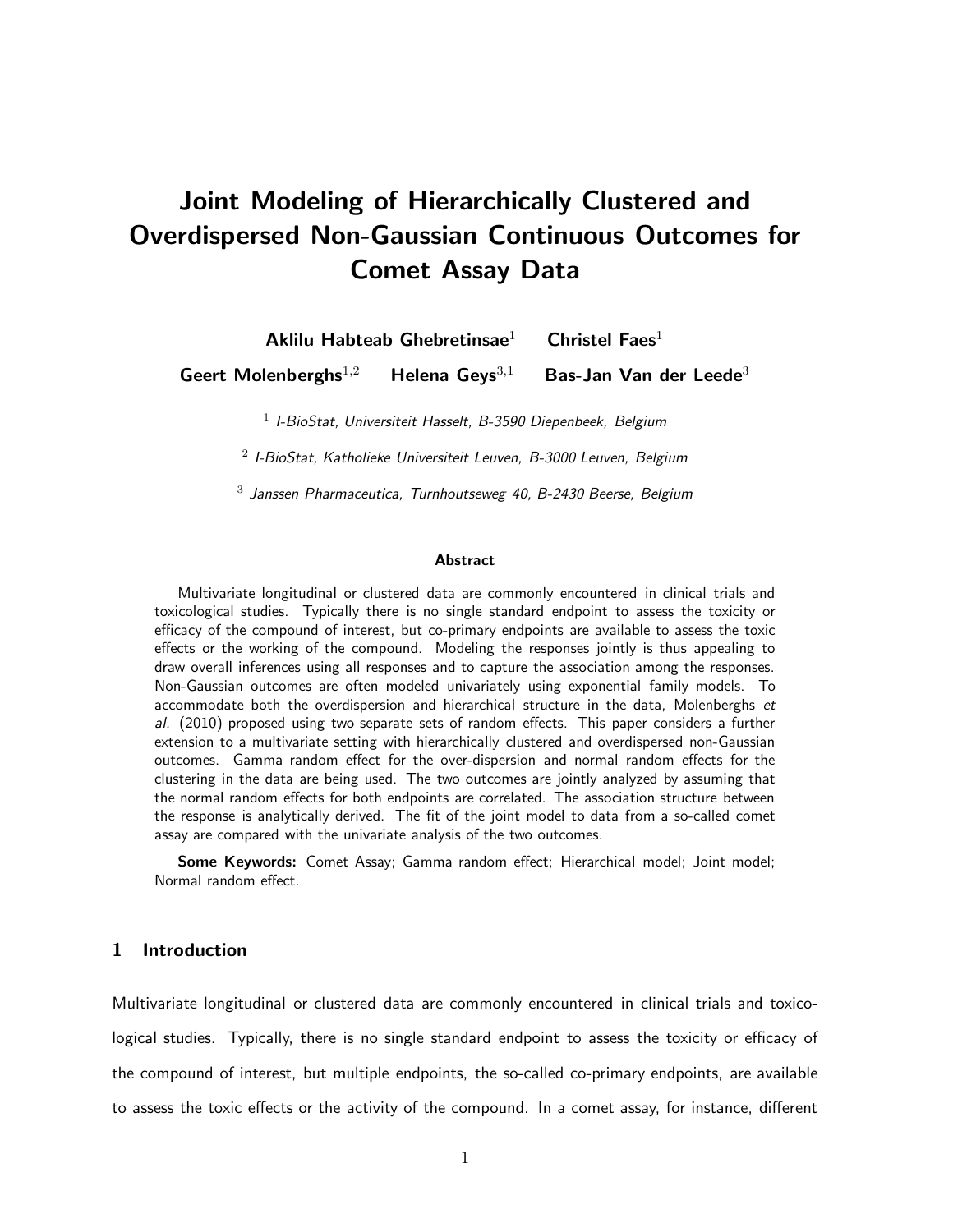# Joint Modeling of Hierarchically Clustered and Overdispersed Non-Gaussian Continuous Outcomes for Comet Assay Data

**Aklilu Habteab Ghebretinsae**[1] **Christel Faes**[1]

**Geert Molenberghs**[1,2] **Helena Geys**[3,1] **Bas-Jan Van der Leede**[3]

[1] *I-BioStat, Universiteit Hasselt, B-3590 Diepenbeek, Belgium*

[2] *I-BioStat, Katholieke Universiteit Leuven, B-3000 Leuven, Belgium*

[3] *Janssen Pharmaceutica, Turnhoutseweg 40, B-2430 Beerse, Belgium*

**Abstract**

Multivariate longitudinal or clustered data are commonly encountered in clinical trials and toxicological studies. Typically there is no single standard endpoint to assess the toxicity or efficacy of the compound of interest, but co-primary endpoints are available to assess the toxic effects or the working of the compound. Modeling the responses jointly is thus appealing to draw overall inferences using all responses and to capture the association among the responses. Non-Gaussian outcomes are often modeled univariately using exponential family models. To accommodate both the overdispersion and hierarchical structure in the data, Molenberghs *et al.* (2010) proposed using two separate sets of random effects. This paper considers a further extension to a multivariate setting with hierarchically clustered and overdispersed non-Gaussian outcomes. Gamma random effect for the over-dispersion and normal random effects for the clustering in the data are being used. The two outcomes are jointly analyzed by assuming that the normal random effects for both endpoints are correlated. The association structure between the response is analytically derived. The fit of the joint model to data from a so-called comet assay are compared with the univariate analysis of the two outcomes.

**Some Keywords:** Comet Assay; Gamma random effect; Hierarchical model; Joint model; Normal random effect.

## 1 Introduction

Multivariate longitudinal or clustered data are commonly encountered in clinical trials and toxicological studies. Typically, there is no single standard endpoint to assess the toxicity or efficacy of the compound of interest, but multiple endpoints, the so-called co-primary endpoints, are available to assess the toxic effects or the activity of the compound. In a comet assay, for instance, different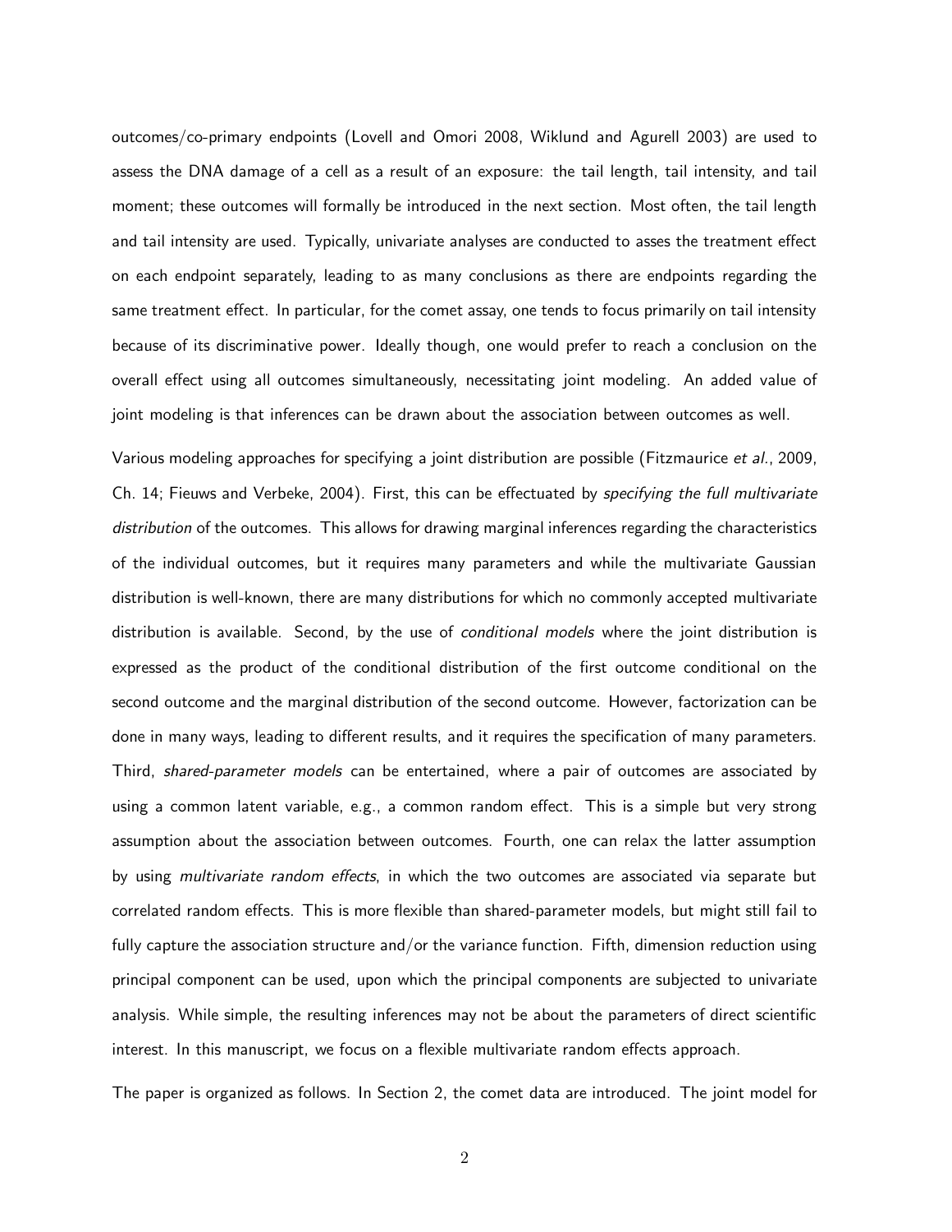outcomes/co-primary endpoints (Lovell and Omori 2008, Wiklund and Agurell 2003) are used to assess the DNA damage of a cell as a result of an exposure: the tail length, tail intensity, and tail moment; these outcomes will formally be introduced in the next section. Most often, the tail length and tail intensity are used. Typically, univariate analyses are conducted to asses the treatment effect on each endpoint separately, leading to as many conclusions as there are endpoints regarding the same treatment effect. In particular, for the comet assay, one tends to focus primarily on tail intensity because of its discriminative power. Ideally though, one would prefer to reach a conclusion on the overall effect using all outcomes simultaneously, necessitating joint modeling. An added value of joint modeling is that inferences can be drawn about the association between outcomes as well.

Various modeling approaches for specifying a joint distribution are possible (Fitzmaurice *et al.*, 2009, Ch. 14; Fieuws and Verbeke, 2004). First, this can be effectuated by *specifying the full multivariate distribution* of the outcomes. This allows for drawing marginal inferences regarding the characteristics of the individual outcomes, but it requires many parameters and while the multivariate Gaussian distribution is well-known, there are many distributions for which no commonly accepted multivariate distribution is available. Second, by the use of *conditional models* where the joint distribution is expressed as the product of the conditional distribution of the first outcome conditional on the second outcome and the marginal distribution of the second outcome. However, factorization can be done in many ways, leading to different results, and it requires the specification of many parameters. Third, *shared-parameter models* can be entertained, where a pair of outcomes are associated by using a common latent variable, e.g., a common random effect. This is a simple but very strong assumption about the association between outcomes. Fourth, one can relax the latter assumption by using *multivariate random effects*, in which the two outcomes are associated via separate but correlated random effects. This is more flexible than shared-parameter models, but might still fail to fully capture the association structure and/or the variance function. Fifth, dimension reduction using principal component can be used, upon which the principal components are subjected to univariate analysis. While simple, the resulting inferences may not be about the parameters of direct scientific interest. In this manuscript, we focus on a flexible multivariate random effects approach.

The paper is organized as follows. In Section 2, the comet data are introduced. The joint model for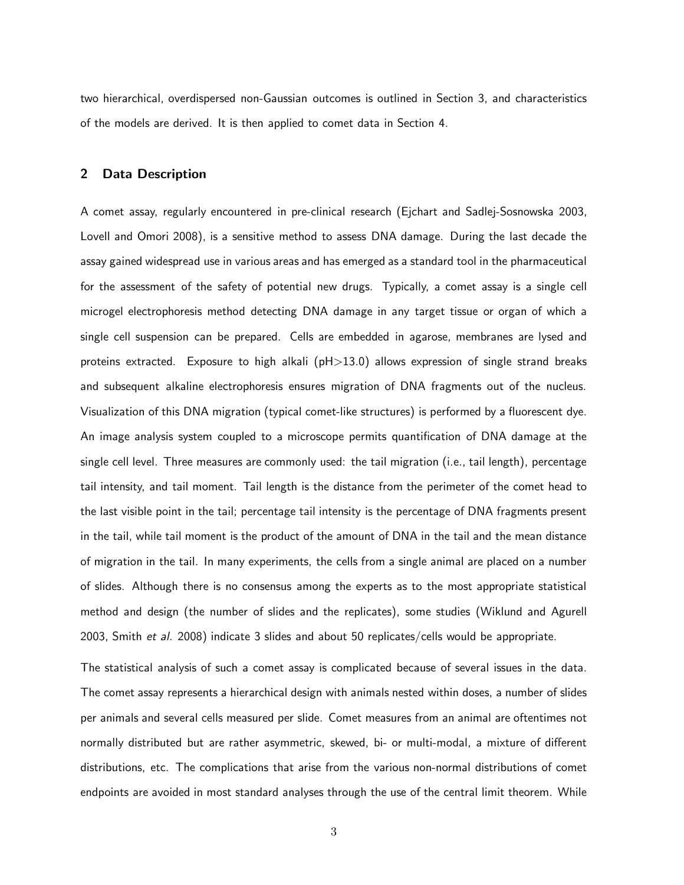two hierarchical, overdispersed non-Gaussian outcomes is outlined in Section 3, and characteristics of the models are derived. It is then applied to comet data in Section 4.

## 2 Data Description

A comet assay, regularly encountered in pre-clinical research (Ejchart and Sadlej-Sosnowska 2003, Lovell and Omori 2008), is a sensitive method to assess DNA damage. During the last decade the assay gained widespread use in various areas and has emerged as a standard tool in the pharmaceutical for the assessment of the safety of potential new drugs. Typically, a comet assay is a single cell microgel electrophoresis method detecting DNA damage in any target tissue or organ of which a single cell suspension can be prepared. Cells are embedded in agarose, membranes are lysed and proteins extracted. Exposure to high alkali (pH>13.0) allows expression of single strand breaks and subsequent alkaline electrophoresis ensures migration of DNA fragments out of the nucleus. Visualization of this DNA migration (typical comet-like structures) is performed by a fluorescent dye. An image analysis system coupled to a microscope permits quantification of DNA damage at the single cell level. Three measures are commonly used: the tail migration (i.e., tail length), percentage tail intensity, and tail moment. Tail length is the distance from the perimeter of the comet head to the last visible point in the tail; percentage tail intensity is the percentage of DNA fragments present in the tail, while tail moment is the product of the amount of DNA in the tail and the mean distance of migration in the tail. In many experiments, the cells from a single animal are placed on a number of slides. Although there is no consensus among the experts as to the most appropriate statistical method and design (the number of slides and the replicates), some studies (Wiklund and Agurell 2003, Smith *et al.* 2008) indicate 3 slides and about 50 replicates/cells would be appropriate.

The statistical analysis of such a comet assay is complicated because of several issues in the data. The comet assay represents a hierarchical design with animals nested within doses, a number of slides per animals and several cells measured per slide. Comet measures from an animal are oftentimes not normally distributed but are rather asymmetric, skewed, bi- or multi-modal, a mixture of different distributions, etc. The complications that arise from the various non-normal distributions of comet endpoints are avoided in most standard analyses through the use of the central limit theorem. While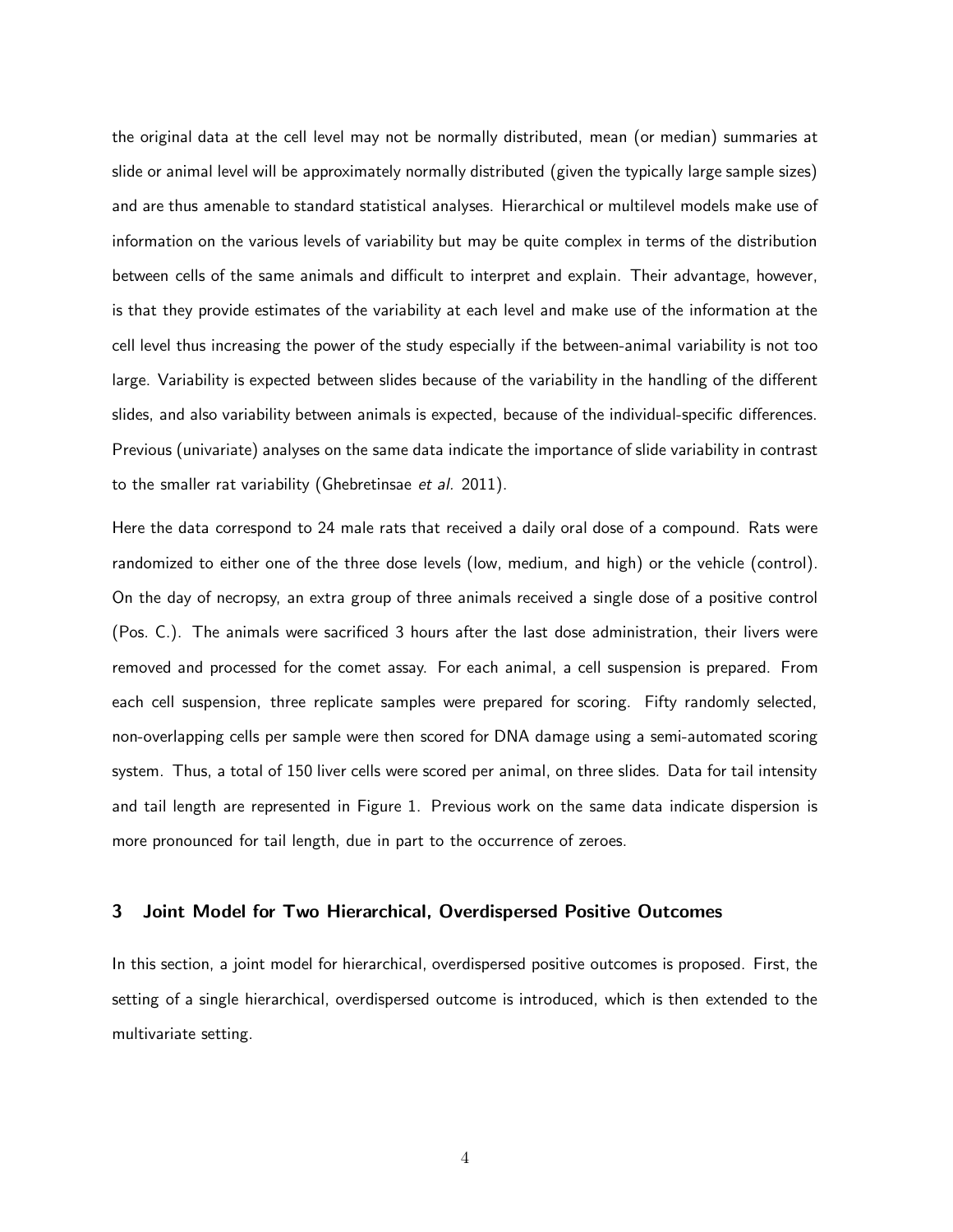the original data at the cell level may not be normally distributed, mean (or median) summaries at slide or animal level will be approximately normally distributed (given the typically large sample sizes) and are thus amenable to standard statistical analyses. Hierarchical or multilevel models make use of information on the various levels of variability but may be quite complex in terms of the distribution between cells of the same animals and difficult to interpret and explain. Their advantage, however, is that they provide estimates of the variability at each level and make use of the information at the cell level thus increasing the power of the study especially if the between-animal variability is not too large. Variability is expected between slides because of the variability in the handling of the different slides, and also variability between animals is expected, because of the individual-specific differences. Previous (univariate) analyses on the same data indicate the importance of slide variability in contrast to the smaller rat variability (Ghebretinsae *et al.* 2011).

Here the data correspond to 24 male rats that received a daily oral dose of a compound. Rats were randomized to either one of the three dose levels (low, medium, and high) or the vehicle (control). On the day of necropsy, an extra group of three animals received a single dose of a positive control (Pos. C.). The animals were sacrificed 3 hours after the last dose administration, their livers were removed and processed for the comet assay. For each animal, a cell suspension is prepared. From each cell suspension, three replicate samples were prepared for scoring. Fifty randomly selected, non-overlapping cells per sample were then scored for DNA damage using a semi-automated scoring system. Thus, a total of 150 liver cells were scored per animal, on three slides. Data for tail intensity and tail length are represented in Figure 1. Previous work on the same data indicate dispersion is more pronounced for tail length, due in part to the occurrence of zeroes.

## 3 Joint Model for Two Hierarchical, Overdispersed Positive Outcomes

In this section, a joint model for hierarchical, overdispersed positive outcomes is proposed. First, the setting of a single hierarchical, overdispersed outcome is introduced, which is then extended to the multivariate setting.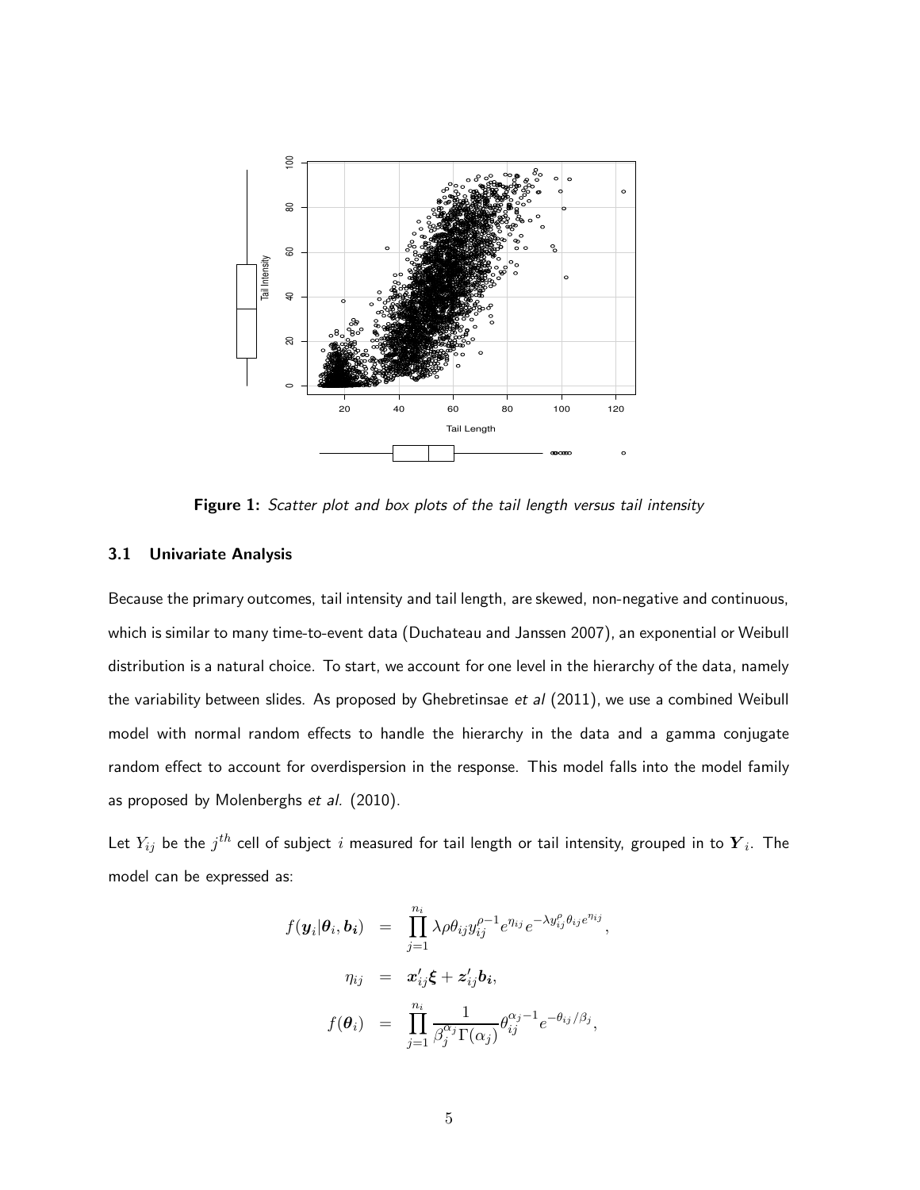**Figure 1:** *Scatter plot and box plots of the tail length versus tail intensity*

### 3.1 Univariate Analysis

Because the primary outcomes, tail intensity and tail length, are skewed, non-negative and continuous, which is similar to many time-to-event data (Duchateau and Janssen 2007), an exponential or Weibull distribution is a natural choice. To start, we account for one level in the hierarchy of the data, namely the variability between slides. As proposed by Ghebretinsae *et al* (2011), we use a combined Weibull model with normal random effects to handle the hierarchy in the data and a gamma conjugate random effect to account for overdispersion in the response. This model falls into the model family as proposed by Molenberghs *et al.* (2010).

Let $Y_{ij}$ be the $j^{th}$ cell of subject $i$ measured for tail length or tail intensity, grouped in to $\boldsymbol{Y}_i$. The model can be expressed as:

$$
\begin{aligned}
f(\boldsymbol{y}_i|\boldsymbol{\theta}_i, \boldsymbol{b_i}) &= \prod_{j=1}^{n_i} \lambda\rho\theta_{ij} y_{ij}^{\rho-1} e^{\eta_{ij}} e^{-\lambda y_{ij}^{\rho} \theta_{ij} e^{\eta_{ij}}}, \\
\eta_{ij} &= \boldsymbol{x}_{ij}'\boldsymbol{\xi} + \boldsymbol{z}_{ij}'\boldsymbol{b_i}, \\
f(\boldsymbol{\theta}_i) &= \prod_{j=1}^{n_i} \frac{1}{\beta_j^{\alpha_j}\Gamma(\alpha_j)} \theta_{ij}^{\alpha_j-1} e^{-\theta_{ij}/\beta_j},
\end{aligned}
$$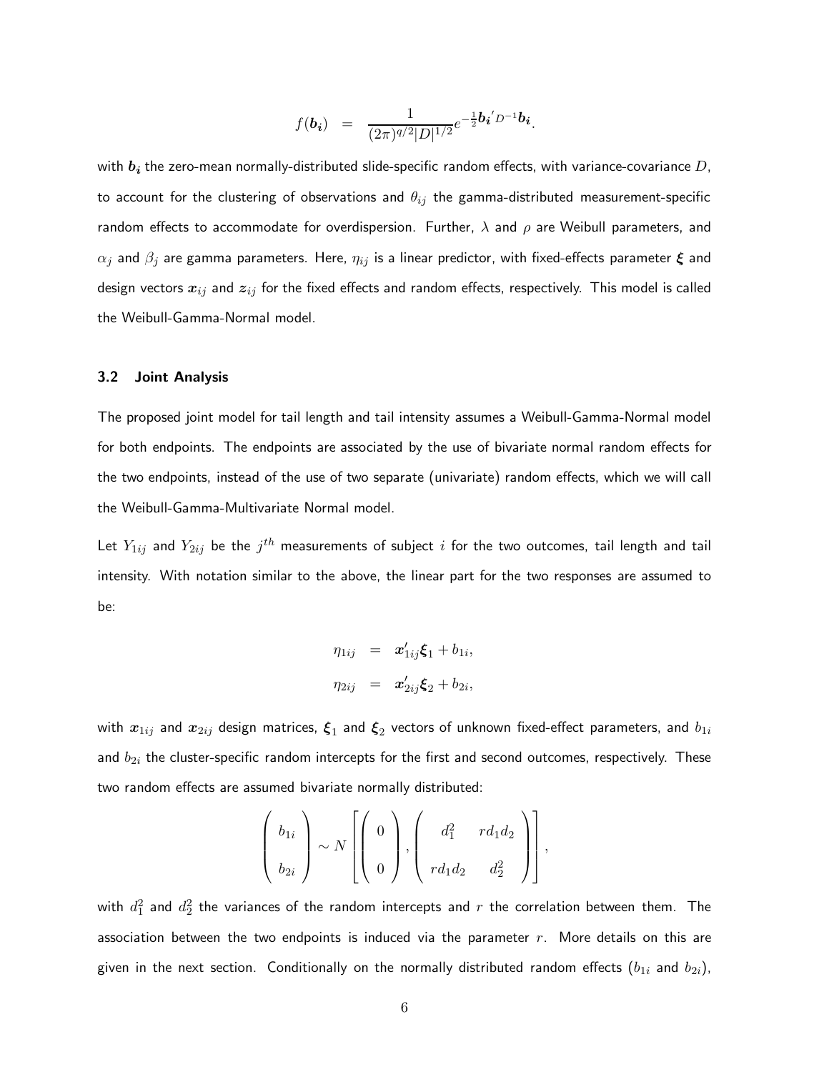$$f(\boldsymbol{b_i}) = \frac{1}{(2\pi)^{q/2}|D|^{1/2}} e^{-\frac{1}{2}\boldsymbol{b_i}' D^{-1} \boldsymbol{b_i}}.$$

with $\boldsymbol{b_i}$ the zero-mean normally-distributed slide-specific random effects, with variance-covariance $D$, to account for the clustering of observations and $\theta_{ij}$ the gamma-distributed measurement-specific random effects to accommodate for overdispersion. Further, $\lambda$ and $\rho$ are Weibull parameters, and $\alpha_j$ and $\beta_j$ are gamma parameters. Here, $\eta_{ij}$ is a linear predictor, with fixed-effects parameter $\boldsymbol{\xi}$ and design vectors $\boldsymbol{x}_{ij}$ and $\boldsymbol{z}_{ij}$ for the fixed effects and random effects, respectively. This model is called the Weibull-Gamma-Normal model.

### 3.2 Joint Analysis

The proposed joint model for tail length and tail intensity assumes a Weibull-Gamma-Normal model for both endpoints. The endpoints are associated by the use of bivariate normal random effects for the two endpoints, instead of the use of two separate (univariate) random effects, which we will call the Weibull-Gamma-Multivariate Normal model.

Let $Y_{1ij}$ and $Y_{2ij}$ be the $j^{th}$ measurements of subject $i$ for the two outcomes, tail length and tail intensity. With notation similar to the above, the linear part for the two responses are assumed to be:

$$\begin{aligned}
\eta_{1ij} &= \boldsymbol{x}_{1ij}' \boldsymbol{\xi}_1 + b_{1i}, \\
\eta_{2ij} &= \boldsymbol{x}_{2ij}' \boldsymbol{\xi}_2 + b_{2i},
\end{aligned}$$

with $\boldsymbol{x}_{1ij}$ and $\boldsymbol{x}_{2ij}$ design matrices, $\boldsymbol{\xi}_1$ and $\boldsymbol{\xi}_2$ vectors of unknown fixed-effect parameters, and $b_{1i}$ and $b_{2i}$ the cluster-specific random intercepts for the first and second outcomes, respectively. These two random effects are assumed bivariate normally distributed:

$$\begin{pmatrix} b_{1i} \\ b_{2i} \end{pmatrix} \sim N \left[ \begin{pmatrix} 0 \\ 0 \end{pmatrix}, \begin{pmatrix} d_1^2 & r d_1 d_2 \\ r d_1 d_2 & d_2^2 \end{pmatrix} \right],$$

with $d_1^2$ and $d_2^2$ the variances of the random intercepts and $r$ the correlation between them. The association between the two endpoints is induced via the parameter $r$. More details on this are given in the next section. Conditionally on the normally distributed random effects ($b_{1i}$ and $b_{2i}$),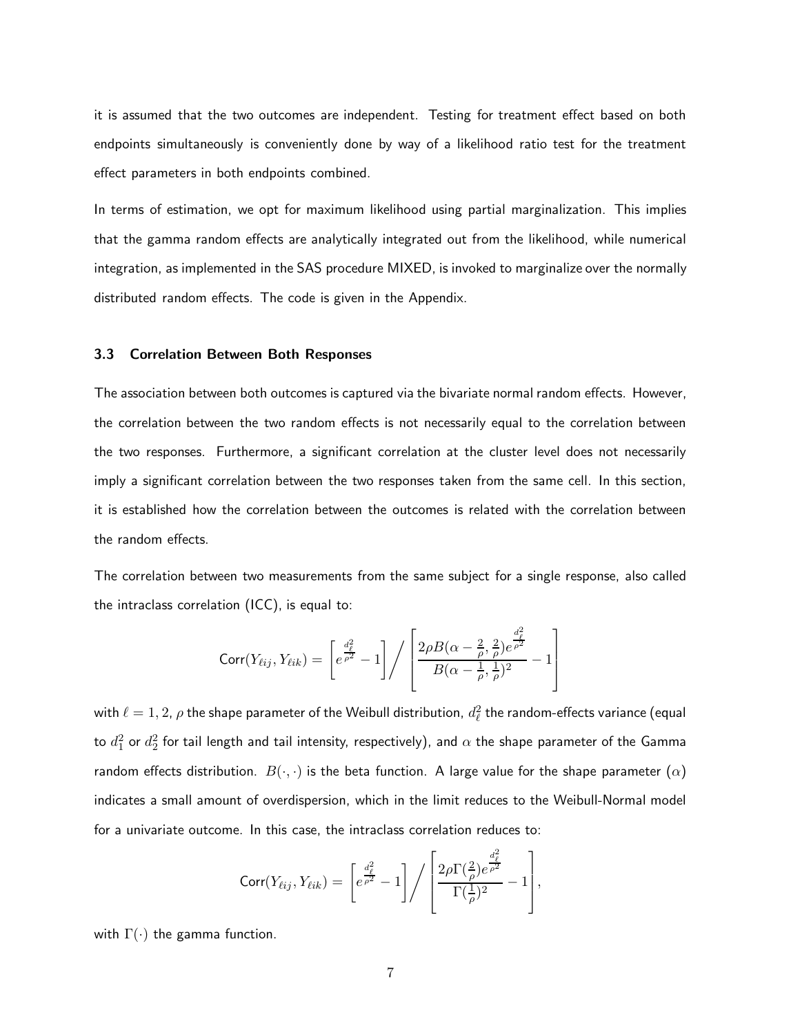it is assumed that the two outcomes are independent. Testing for treatment effect based on both endpoints simultaneously is conveniently done by way of a likelihood ratio test for the treatment effect parameters in both endpoints combined.

In terms of estimation, we opt for maximum likelihood using partial marginalization. This implies that the gamma random effects are analytically integrated out from the likelihood, while numerical integration, as implemented in the SAS procedure MIXED, is invoked to marginalize over the normally distributed random effects. The code is given in the Appendix.

### 3.3 Correlation Between Both Responses

The association between both outcomes is captured via the bivariate normal random effects. However, the correlation between the two random effects is not necessarily equal to the correlation between the two responses. Furthermore, a significant correlation at the cluster level does not necessarily imply a significant correlation between the two responses taken from the same cell. In this section, it is established how the correlation between the outcomes is related with the correlation between the random effects.

The correlation between two measurements from the same subject for a single response, also called the intraclass correlation (ICC), is equal to:

$$\text{Corr}(Y_{\ell ij}, Y_{\ell ik}) = \left[ e^{\frac{d_\ell^2}{\rho^2}} - 1 \right] \Bigg/ \left[ \frac{2\rho B(\alpha - \frac{2}{\rho}, \frac{2}{\rho}) e^{\frac{d_\ell^2}{\rho^2}}}{B(\alpha - \frac{1}{\rho}, \frac{1}{\rho})^2} - 1 \right]$$

with $\ell = 1, 2$, $\rho$ the shape parameter of the Weibull distribution, $d_\ell^2$ the random-effects variance (equal to $d_1^2$ or $d_2^2$ for tail length and tail intensity, respectively), and $\alpha$ the shape parameter of the Gamma random effects distribution. $B(\cdot, \cdot)$ is the beta function. A large value for the shape parameter ($\alpha$) indicates a small amount of overdispersion, which in the limit reduces to the Weibull-Normal model for a univariate outcome. In this case, the intraclass correlation reduces to:

$$\text{Corr}(Y_{\ell ij}, Y_{\ell ik}) = \left[ e^{\frac{d_\ell^2}{\rho^2}} - 1 \right] \Bigg/ \left[ \frac{2\rho \Gamma(\frac{2}{\rho}) e^{\frac{d_\ell^2}{\rho^2}}}{\Gamma(\frac{1}{\rho})^2} - 1 \right],$$

with $\Gamma(\cdot)$ the gamma function.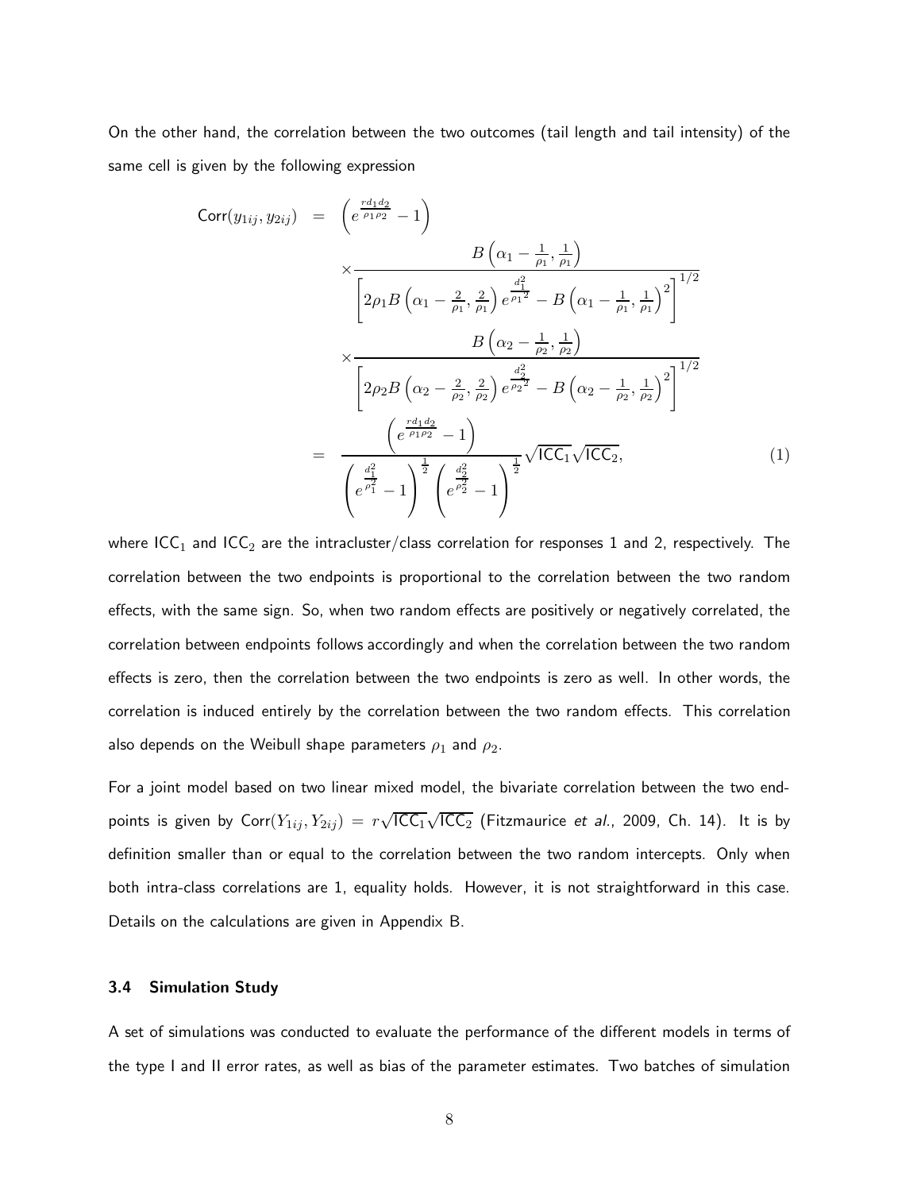On the other hand, the correlation between the two outcomes (tail length and tail intensity) of the same cell is given by the following expression

$$
\begin{aligned}
\mathsf{Corr}(y_{1ij}, y_{2ij}) &= \left(e^{\frac{r d_1 d_2}{\rho_1 \rho_2}} - 1\right) \\
&\quad \times \frac{B\left(\alpha_1 - \frac{1}{\rho_1}, \frac{1}{\rho_1}\right)}{\left[2\rho_1 B\left(\alpha_1 - \frac{2}{\rho_1}, \frac{2}{\rho_1}\right) e^{\frac{d_1^2}{\rho_1^2}} - B\left(\alpha_1 - \frac{1}{\rho_1}, \frac{1}{\rho_1}\right)^2\right]^{1/2}} \\
&\quad \times \frac{B\left(\alpha_2 - \frac{1}{\rho_2}, \frac{1}{\rho_2}\right)}{\left[2\rho_2 B\left(\alpha_2 - \frac{2}{\rho_2}, \frac{2}{\rho_2}\right) e^{\frac{d_2^2}{\rho_2^2}} - B\left(\alpha_2 - \frac{1}{\rho_2}, \frac{1}{\rho_2}\right)^2\right]^{1/2}} \\
&= \frac{\left(e^{\frac{r d_1 d_2}{\rho_1 \rho_2}} - 1\right)}{\left(e^{\frac{d_1^2}{\rho_1^2}} - 1\right)^{\frac{1}{2}} \left(e^{\frac{d_2^2}{\rho_2^2}} - 1\right)^{\frac{1}{2}}} \sqrt{\mathsf{ICC}_1}\sqrt{\mathsf{ICC}_2}, \qquad (1)
\end{aligned}
$$

where $\mathsf{ICC}_1$ and $\mathsf{ICC}_2$ are the intracluster/class correlation for responses 1 and 2, respectively. The correlation between the two endpoints is proportional to the correlation between the two random effects, with the same sign. So, when two random effects are positively or negatively correlated, the correlation between endpoints follows accordingly and when the correlation between the two random effects is zero, then the correlation between the two endpoints is zero as well. In other words, the correlation is induced entirely by the correlation between the two random effects. This correlation also depends on the Weibull shape parameters $\rho_1$ and $\rho_2$.

For a joint model based on two linear mixed model, the bivariate correlation between the two endpoints is given by $\mathsf{Corr}(Y_{1ij}, Y_{2ij}) = r\sqrt{\mathsf{ICC}_1}\sqrt{\mathsf{ICC}_2}$ (Fitzmaurice *et al.*, 2009, Ch. 14). It is by definition smaller than or equal to the correlation between the two random intercepts. Only when both intra-class correlations are 1, equality holds. However, it is not straightforward in this case. Details on the calculations are given in Appendix B.

### 3.4 Simulation Study

A set of simulations was conducted to evaluate the performance of the different models in terms of the type I and II error rates, as well as bias of the parameter estimates. Two batches of simulation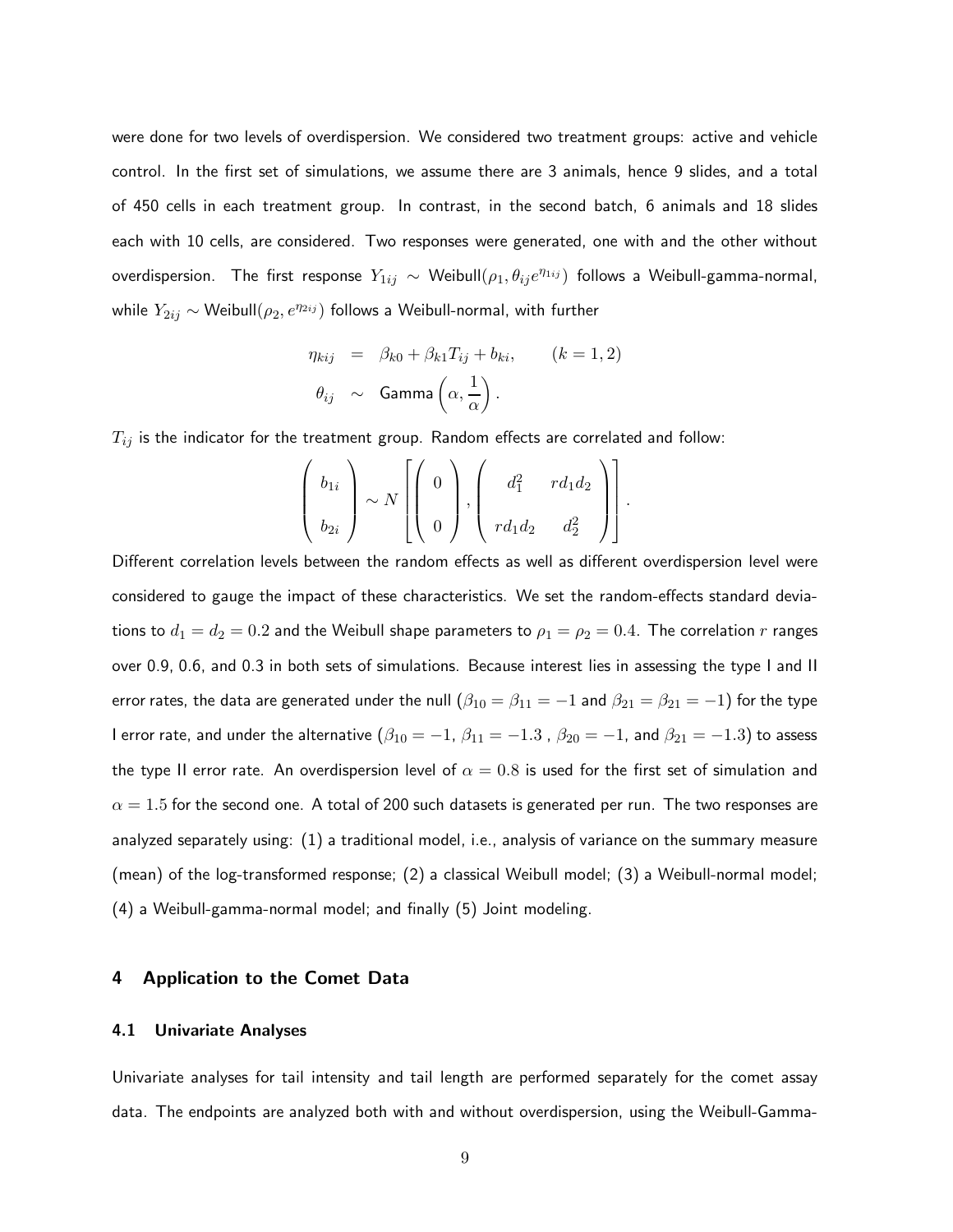were done for two levels of overdispersion. We considered two treatment groups: active and vehicle control. In the first set of simulations, we assume there are 3 animals, hence 9 slides, and a total of 450 cells in each treatment group. In contrast, in the second batch, 6 animals and 18 slides each with 10 cells, are considered. Two responses were generated, one with and the other without overdispersion. The first response $Y_{1ij} \sim \text{Weibull}(\rho_1, \theta_{ij} e^{\eta_{1ij}})$ follows a Weibull-gamma-normal, while $Y_{2ij} \sim \text{Weibull}(\rho_2, e^{\eta_{2ij}})$ follows a Weibull-normal, with further

$$
\begin{aligned}
\eta_{kij} &= \beta_{k0} + \beta_{k1} T_{ij} + b_{ki}, \qquad (k = 1, 2) \\
\theta_{ij} &\sim \text{Gamma}\left(\alpha, \frac{1}{\alpha}\right).
\end{aligned}
$$

$T_{ij}$ is the indicator for the treatment group. Random effects are correlated and follow:

$$
\begin{pmatrix} b_{1i} \\ b_{2i} \end{pmatrix} \sim N \left[ \begin{pmatrix} 0 \\ 0 \end{pmatrix}, \begin{pmatrix} d_1^2 & r d_1 d_2 \\ r d_1 d_2 & d_2^2 \end{pmatrix} \right].
$$

Different correlation levels between the random effects as well as different overdispersion level were considered to gauge the impact of these characteristics. We set the random-effects standard deviations to $d_1 = d_2 = 0.2$ and the Weibull shape parameters to $\rho_1 = \rho_2 = 0.4$. The correlation $r$ ranges over 0.9, 0.6, and 0.3 in both sets of simulations. Because interest lies in assessing the type I and II error rates, the data are generated under the null ($\beta_{10} = \beta_{11} = -1$ and $\beta_{21} = \beta_{21} = -1$) for the type I error rate, and under the alternative ($\beta_{10} = -1$, $\beta_{11} = -1.3$ , $\beta_{20} = -1$, and $\beta_{21} = -1.3$) to assess the type II error rate. An overdispersion level of $\alpha = 0.8$ is used for the first set of simulation and $\alpha = 1.5$ for the second one. A total of 200 such datasets is generated per run. The two responses are analyzed separately using: (1) a traditional model, i.e., analysis of variance on the summary measure (mean) of the log-transformed response; (2) a classical Weibull model; (3) a Weibull-normal model; (4) a Weibull-gamma-normal model; and finally (5) Joint modeling.

## 4 Application to the Comet Data

### 4.1 Univariate Analyses

Univariate analyses for tail intensity and tail length are performed separately for the comet assay data. The endpoints are analyzed both with and without overdispersion, using the Weibull-Gamma-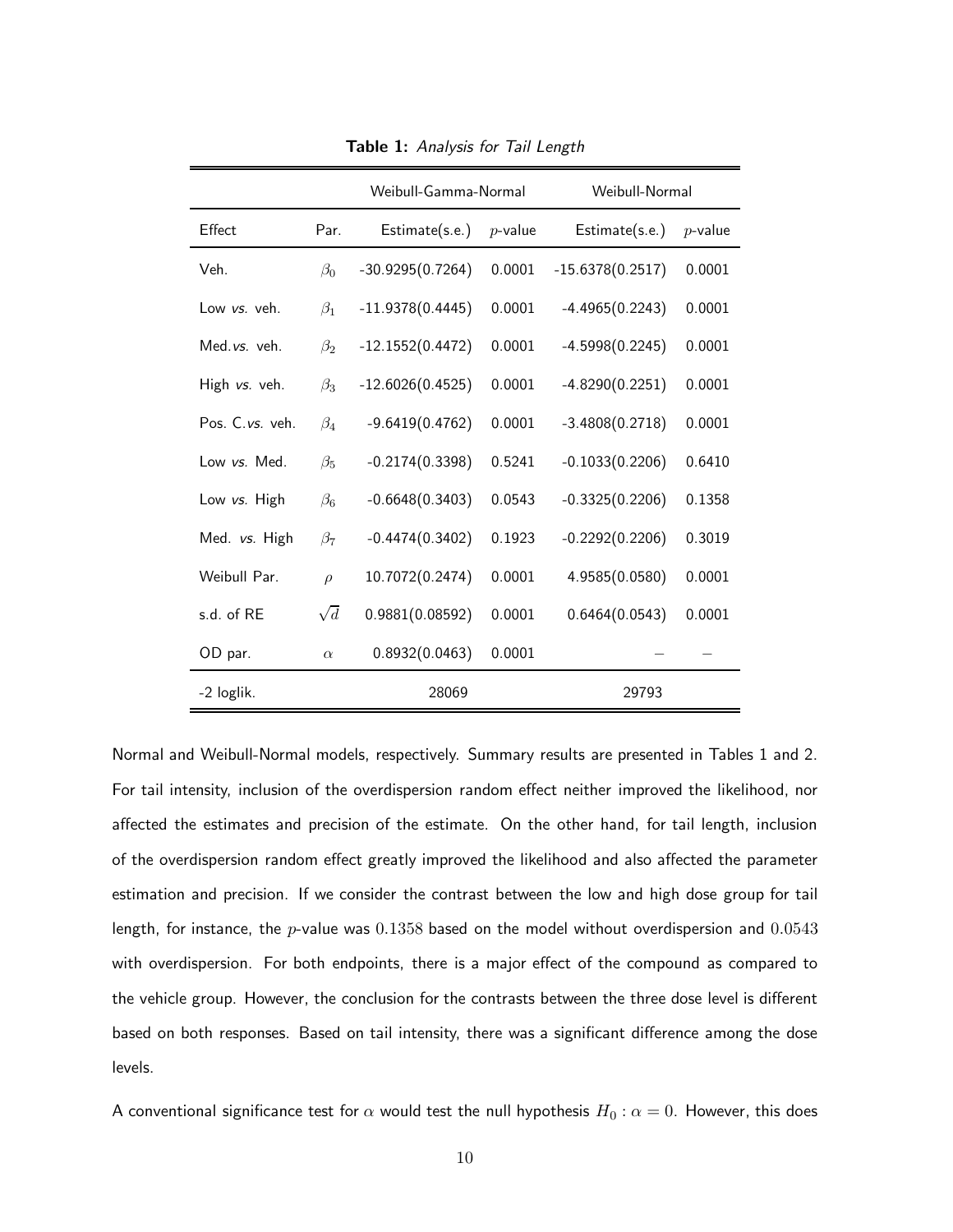**Table 1:** *Analysis for Tail Length*

| | | Weibull-Gamma-Normal | | Weibull-Normal | |
|---|---|---|---|---|---|
| Effect | Par. | Estimate(s.e.) | $p$-value | Estimate(s.e.) | $p$-value |
| Veh. | $\beta_0$ | -30.9295(0.7264) | 0.0001 | -15.6378(0.2517) | 0.0001 |
| Low *vs.* veh. | $\beta_1$ | -11.9378(0.4445) | 0.0001 | -4.4965(0.2243) | 0.0001 |
| Med. *vs.* veh. | $\beta_2$ | -12.1552(0.4472) | 0.0001 | -4.5998(0.2245) | 0.0001 |
| High *vs.* veh. | $\beta_3$ | -12.6026(0.4525) | 0.0001 | -4.8290(0.2251) | 0.0001 |
| Pos. C. *vs.* veh. | $\beta_4$ | -9.6419(0.4762) | 0.0001 | -3.4808(0.2718) | 0.0001 |
| Low *vs.* Med. | $\beta_5$ | -0.2174(0.3398) | 0.5241 | -0.1033(0.2206) | 0.6410 |
| Low *vs.* High | $\beta_6$ | -0.6648(0.3403) | 0.0543 | -0.3325(0.2206) | 0.1358 |
| Med. *vs.* High | $\beta_7$ | -0.4474(0.3402) | 0.1923 | -0.2292(0.2206) | 0.3019 |
| Weibull Par. | $\rho$ | 10.7072(0.2474) | 0.0001 | 4.9585(0.0580) | 0.0001 |
| s.d. of RE | $\sqrt{d}$ | 0.9881(0.08592) | 0.0001 | 0.6464(0.0543) | 0.0001 |
| OD par. | $\alpha$ | 0.8932(0.0463) | 0.0001 | – | – |
| -2 loglik. | | 28069 | | 29793 | |

Normal and Weibull-Normal models, respectively. Summary results are presented in Tables 1 and 2. For tail intensity, inclusion of the overdispersion random effect neither improved the likelihood, nor affected the estimates and precision of the estimate. On the other hand, for tail length, inclusion of the overdispersion random effect greatly improved the likelihood and also affected the parameter estimation and precision. If we consider the contrast between the low and high dose group for tail length, for instance, the $p$-value was $0.1358$ based on the model without overdispersion and $0.0543$ with overdispersion. For both endpoints, there is a major effect of the compound as compared to the vehicle group. However, the conclusion for the contrasts between the three dose level is different based on both responses. Based on tail intensity, there was a significant difference among the dose levels.

A conventional significance test for $\alpha$ would test the null hypothesis $H_0 : \alpha = 0$. However, this does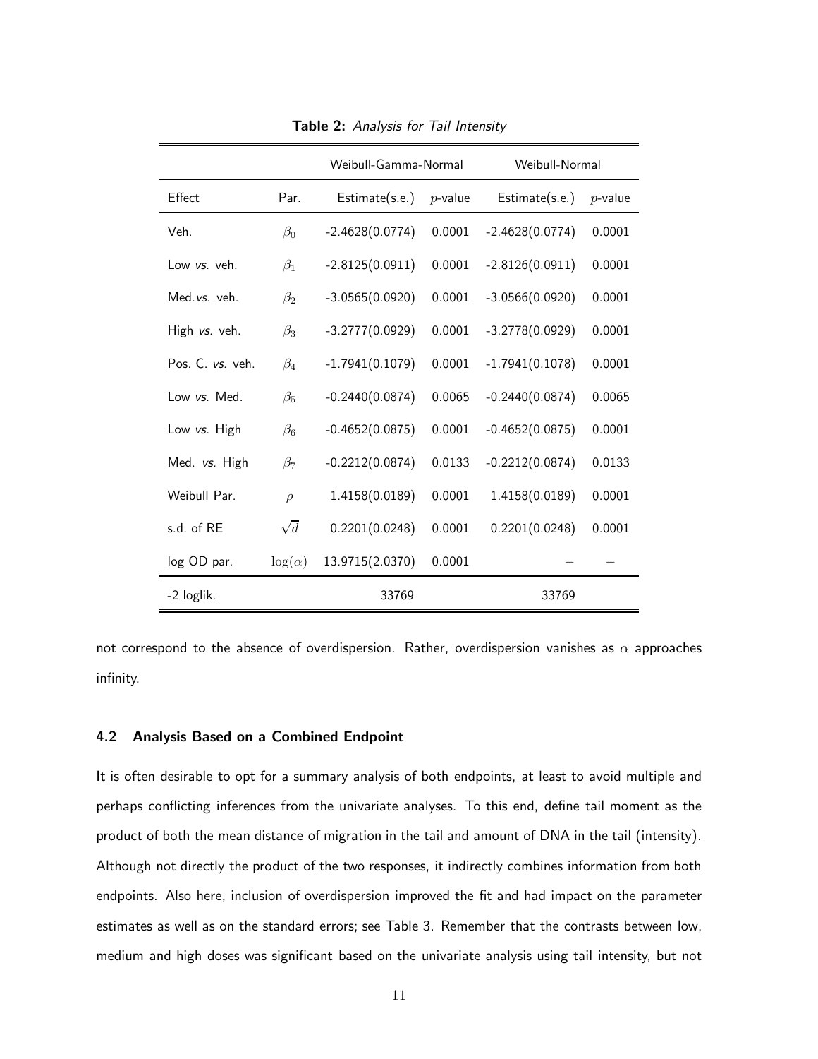**Table 2:** *Analysis for Tail Intensity*

| | | Weibull-Gamma-Normal | | Weibull-Normal | |
|---|---|---|---|---|---|
| Effect | Par. | Estimate(s.e.) | $p$-value | Estimate(s.e.) | $p$-value |
| Veh. | $\beta_0$ | -2.4628(0.0774) | 0.0001 | -2.4628(0.0774) | 0.0001 |
| Low *vs.* veh. | $\beta_1$ | -2.8125(0.0911) | 0.0001 | -2.8126(0.0911) | 0.0001 |
| Med.*vs.* veh. | $\beta_2$ | -3.0565(0.0920) | 0.0001 | -3.0566(0.0920) | 0.0001 |
| High *vs.* veh. | $\beta_3$ | -3.2777(0.0929) | 0.0001 | -3.2778(0.0929) | 0.0001 |
| Pos. C. *vs.* veh. | $\beta_4$ | -1.7941(0.1079) | 0.0001 | -1.7941(0.1078) | 0.0001 |
| Low *vs.* Med. | $\beta_5$ | -0.2440(0.0874) | 0.0065 | -0.2440(0.0874) | 0.0065 |
| Low *vs.* High | $\beta_6$ | -0.4652(0.0875) | 0.0001 | -0.4652(0.0875) | 0.0001 |
| Med. *vs.* High | $\beta_7$ | -0.2212(0.0874) | 0.0133 | -0.2212(0.0874) | 0.0133 |
| Weibull Par. | $\rho$ | 1.4158(0.0189) | 0.0001 | 1.4158(0.0189) | 0.0001 |
| s.d. of RE | $\sqrt{d}$ | 0.2201(0.0248) | 0.0001 | 0.2201(0.0248) | 0.0001 |
| log OD par. | $\log(\alpha)$ | 13.9715(2.0370) | 0.0001 | – | – |
| -2 loglik. | | 33769 | | 33769 | |

not correspond to the absence of overdispersion. Rather, overdispersion vanishes as $\alpha$ approaches infinity.

### 4.2 Analysis Based on a Combined Endpoint

It is often desirable to opt for a summary analysis of both endpoints, at least to avoid multiple and perhaps conflicting inferences from the univariate analyses. To this end, define tail moment as the product of both the mean distance of migration in the tail and amount of DNA in the tail (intensity). Although not directly the product of the two responses, it indirectly combines information from both endpoints. Also here, inclusion of overdispersion improved the fit and had impact on the parameter estimates as well as on the standard errors; see Table 3. Remember that the contrasts between low, medium and high doses was significant based on the univariate analysis using tail intensity, but not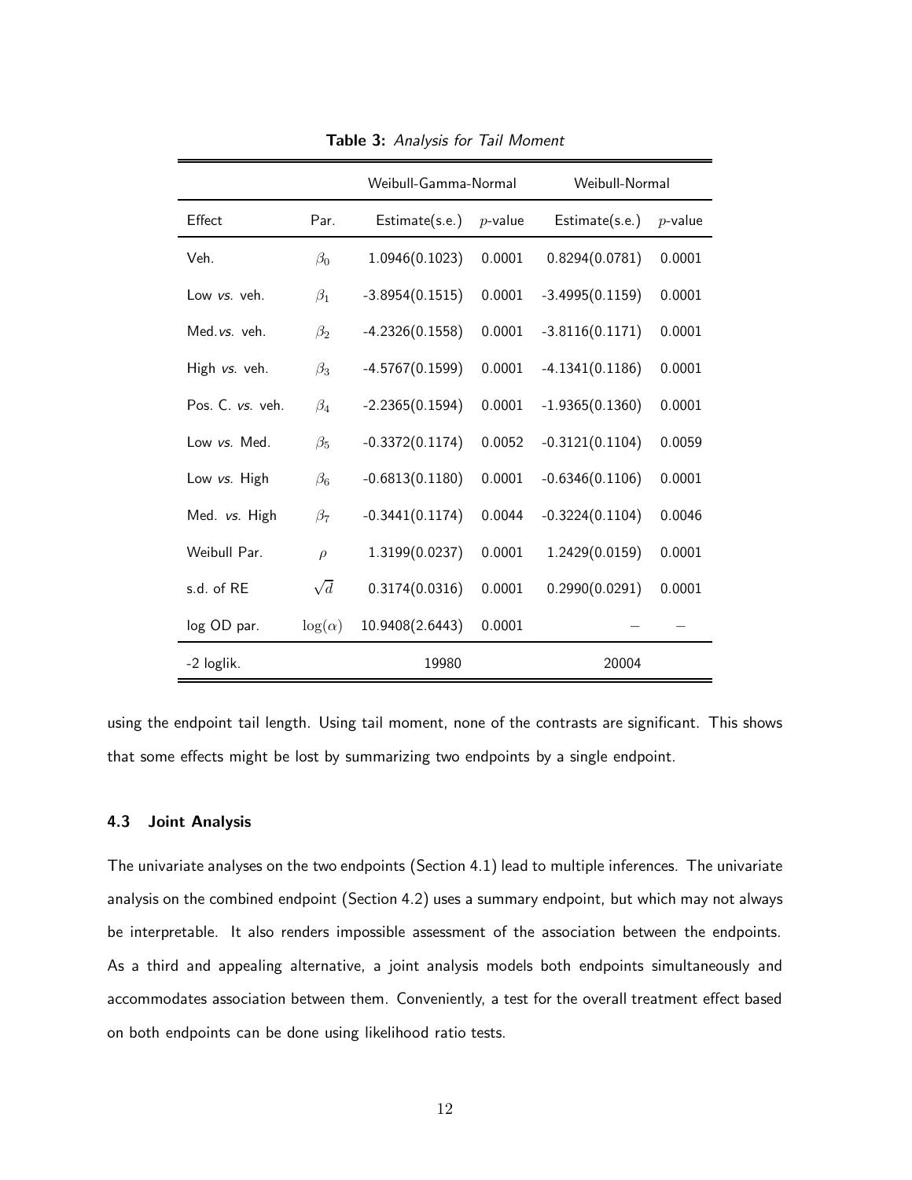**Table 3:** *Analysis for Tail Moment*

| | | Weibull-Gamma-Normal | | Weibull-Normal | |
|---|---|---|---|---|---|
| Effect | Par. | Estimate(s.e.) | $p$-value | Estimate(s.e.) | $p$-value |
| Veh. | $\beta_0$ | 1.0946(0.1023) | 0.0001 | 0.8294(0.0781) | 0.0001 |
| Low *vs.* veh. | $\beta_1$ | -3.8954(0.1515) | 0.0001 | -3.4995(0.1159) | 0.0001 |
| Med. *vs.* veh. | $\beta_2$ | -4.2326(0.1558) | 0.0001 | -3.8116(0.1171) | 0.0001 |
| High *vs.* veh. | $\beta_3$ | -4.5767(0.1599) | 0.0001 | -4.1341(0.1186) | 0.0001 |
| Pos. C. *vs.* veh. | $\beta_4$ | -2.2365(0.1594) | 0.0001 | -1.9365(0.1360) | 0.0001 |
| Low *vs.* Med. | $\beta_5$ | -0.3372(0.1174) | 0.0052 | -0.3121(0.1104) | 0.0059 |
| Low *vs.* High | $\beta_6$ | -0.6813(0.1180) | 0.0001 | -0.6346(0.1106) | 0.0001 |
| Med. *vs.* High | $\beta_7$ | -0.3441(0.1174) | 0.0044 | -0.3224(0.1104) | 0.0046 |
| Weibull Par. | $\rho$ | 1.3199(0.0237) | 0.0001 | 1.2429(0.0159) | 0.0001 |
| s.d. of RE | $\sqrt{d}$ | 0.3174(0.0316) | 0.0001 | 0.2990(0.0291) | 0.0001 |
| log OD par. | $\log(\alpha)$ | 10.9408(2.6443) | 0.0001 | – | – |
| -2 loglik. | | 19980 | | 20004 | |

using the endpoint tail length. Using tail moment, none of the contrasts are significant. This shows that some effects might be lost by summarizing two endpoints by a single endpoint.

### 4.3 Joint Analysis

The univariate analyses on the two endpoints (Section 4.1) lead to multiple inferences. The univariate analysis on the combined endpoint (Section 4.2) uses a summary endpoint, but which may not always be interpretable. It also renders impossible assessment of the association between the endpoints. As a third and appealing alternative, a joint analysis models both endpoints simultaneously and accommodates association between them. Conveniently, a test for the overall treatment effect based on both endpoints can be done using likelihood ratio tests.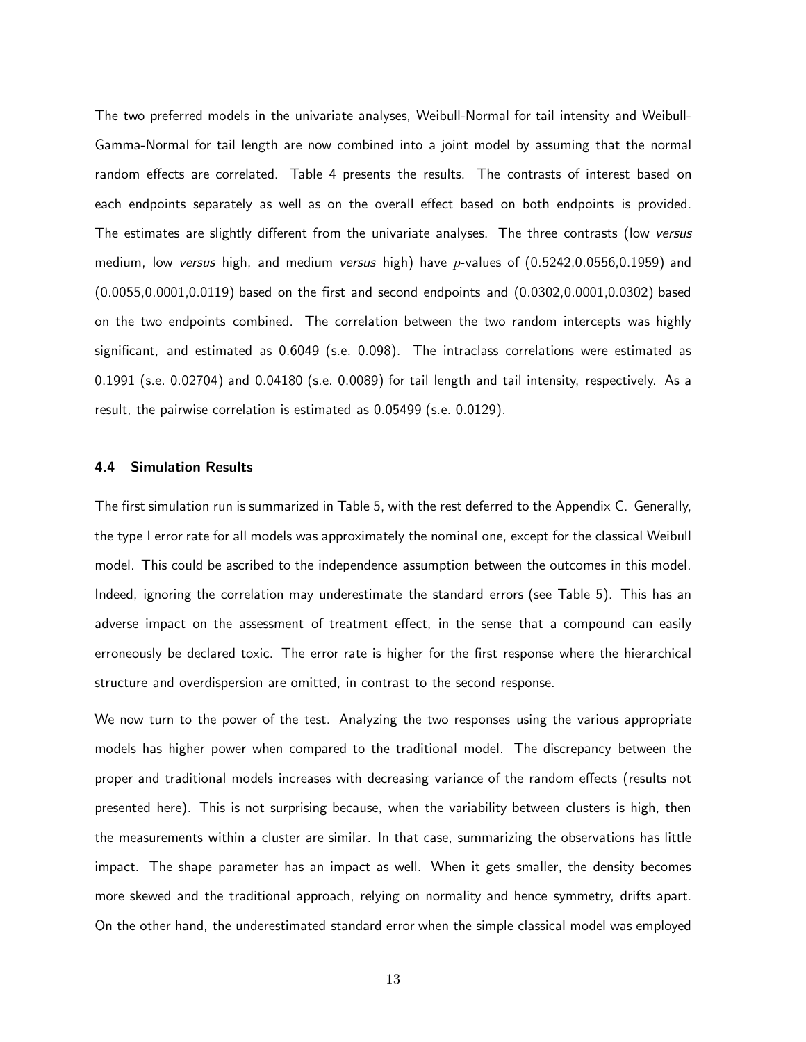The two preferred models in the univariate analyses, Weibull-Normal for tail intensity and Weibull-Gamma-Normal for tail length are now combined into a joint model by assuming that the normal random effects are correlated. Table 4 presents the results. The contrasts of interest based on each endpoints separately as well as on the overall effect based on both endpoints is provided. The estimates are slightly different from the univariate analyses. The three contrasts (low *versus* medium, low *versus* high, and medium *versus* high) have $p$-values of (0.5242,0.0556,0.1959) and (0.0055,0.0001,0.0119) based on the first and second endpoints and (0.0302,0.0001,0.0302) based on the two endpoints combined. The correlation between the two random intercepts was highly significant, and estimated as 0.6049 (s.e. 0.098). The intraclass correlations were estimated as 0.1991 (s.e. 0.02704) and 0.04180 (s.e. 0.0089) for tail length and tail intensity, respectively. As a result, the pairwise correlation is estimated as 0.05499 (s.e. 0.0129).

### 4.4 Simulation Results

The first simulation run is summarized in Table 5, with the rest deferred to the Appendix C. Generally, the type I error rate for all models was approximately the nominal one, except for the classical Weibull model. This could be ascribed to the independence assumption between the outcomes in this model. Indeed, ignoring the correlation may underestimate the standard errors (see Table 5). This has an adverse impact on the assessment of treatment effect, in the sense that a compound can easily erroneously be declared toxic. The error rate is higher for the first response where the hierarchical structure and overdispersion are omitted, in contrast to the second response.

We now turn to the power of the test. Analyzing the two responses using the various appropriate models has higher power when compared to the traditional model. The discrepancy between the proper and traditional models increases with decreasing variance of the random effects (results not presented here). This is not surprising because, when the variability between clusters is high, then the measurements within a cluster are similar. In that case, summarizing the observations has little impact. The shape parameter has an impact as well. When it gets smaller, the density becomes more skewed and the traditional approach, relying on normality and hence symmetry, drifts apart. On the other hand, the underestimated standard error when the simple classical model was employed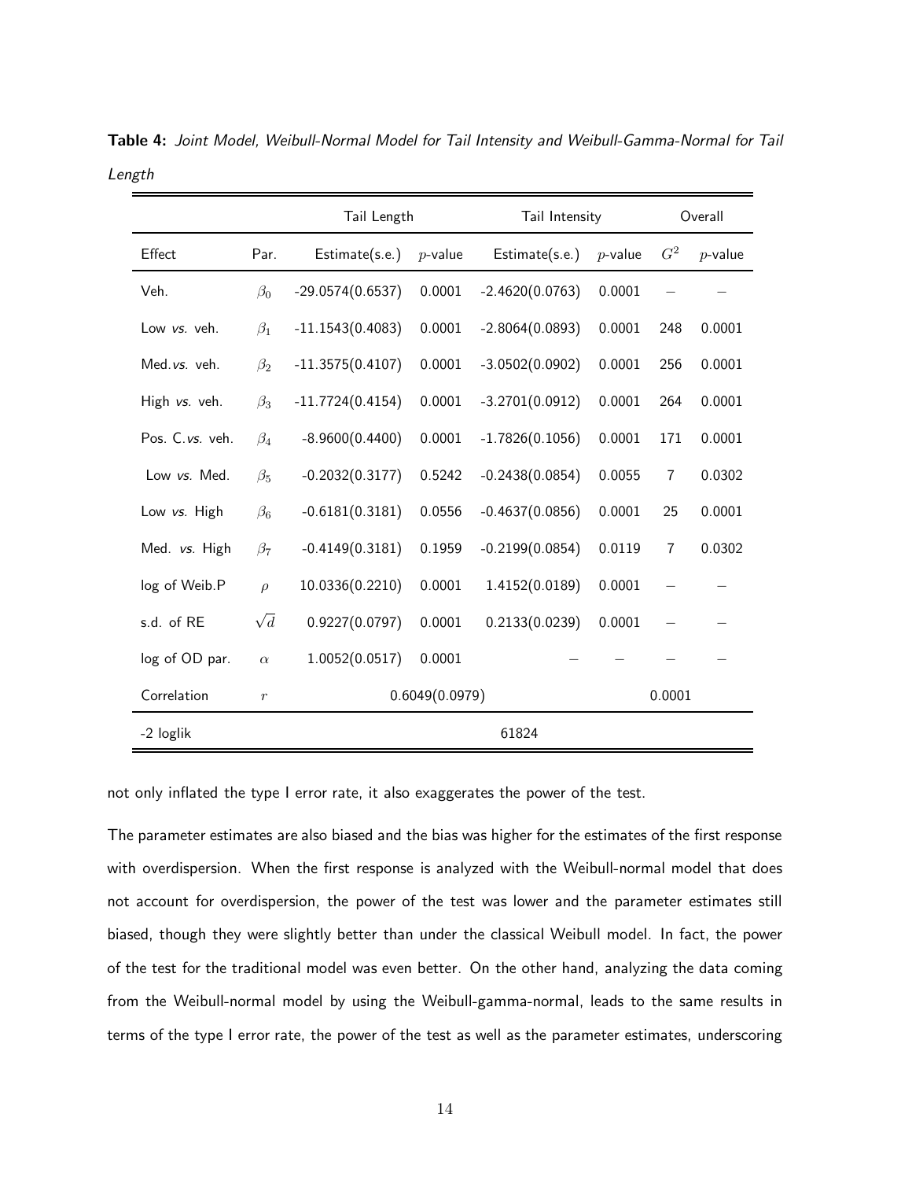**Table 4:** *Joint Model, Weibull-Normal Model for Tail Intensity and Weibull-Gamma-Normal for Tail Length*

| | | Tail Length | | Tail Intensity | | Overall | |
|---|---|---|---|---|---|---|---|
| Effect | Par. | Estimate(s.e.) | $p$-value | Estimate(s.e.) | $p$-value | $G^2$ | $p$-value |
| Veh. | $\beta_0$ | -29.0574(0.6537) | 0.0001 | -2.4620(0.0763) | 0.0001 | – | – |
| Low *vs.* veh. | $\beta_1$ | -11.1543(0.4083) | 0.0001 | -2.8064(0.0893) | 0.0001 | 248 | 0.0001 |
| Med. *vs.* veh. | $\beta_2$ | -11.3575(0.4107) | 0.0001 | -3.0502(0.0902) | 0.0001 | 256 | 0.0001 |
| High *vs.* veh. | $\beta_3$ | -11.7724(0.4154) | 0.0001 | -3.2701(0.0912) | 0.0001 | 264 | 0.0001 |
| Pos. C. *vs.* veh. | $\beta_4$ | -8.9600(0.4400) | 0.0001 | -1.7826(0.1056) | 0.0001 | 171 | 0.0001 |
| Low *vs.* Med. | $\beta_5$ | -0.2032(0.3177) | 0.5242 | -0.2438(0.0854) | 0.0055 | 7 | 0.0302 |
| Low *vs.* High | $\beta_6$ | -0.6181(0.3181) | 0.0556 | -0.4637(0.0856) | 0.0001 | 25 | 0.0001 |
| Med. *vs.* High | $\beta_7$ | -0.4149(0.3181) | 0.1959 | -0.2199(0.0854) | 0.0119 | 7 | 0.0302 |
| log of Weib.P | $\rho$ | 10.0336(0.2210) | 0.0001 | 1.4152(0.0189) | 0.0001 | – | – |
| s.d. of RE | $\sqrt{d}$ | 0.9227(0.0797) | 0.0001 | 0.2133(0.0239) | 0.0001 | – | – |
| log of OD par. | $\alpha$ | 1.0052(0.0517) | 0.0001 | – | – | – | – |
| Correlation | $r$ | | | 0.6049(0.0979) | | 0.0001 | |
| -2 loglik | | | | 61824 | | | |

not only inflated the type I error rate, it also exaggerates the power of the test.

The parameter estimates are also biased and the bias was higher for the estimates of the first response with overdispersion. When the first response is analyzed with the Weibull-normal model that does not account for overdispersion, the power of the test was lower and the parameter estimates still biased, though they were slightly better than under the classical Weibull model. In fact, the power of the test for the traditional model was even better. On the other hand, analyzing the data coming from the Weibull-normal model by using the Weibull-gamma-normal, leads to the same results in terms of the type I error rate, the power of the test as well as the parameter estimates, underscoring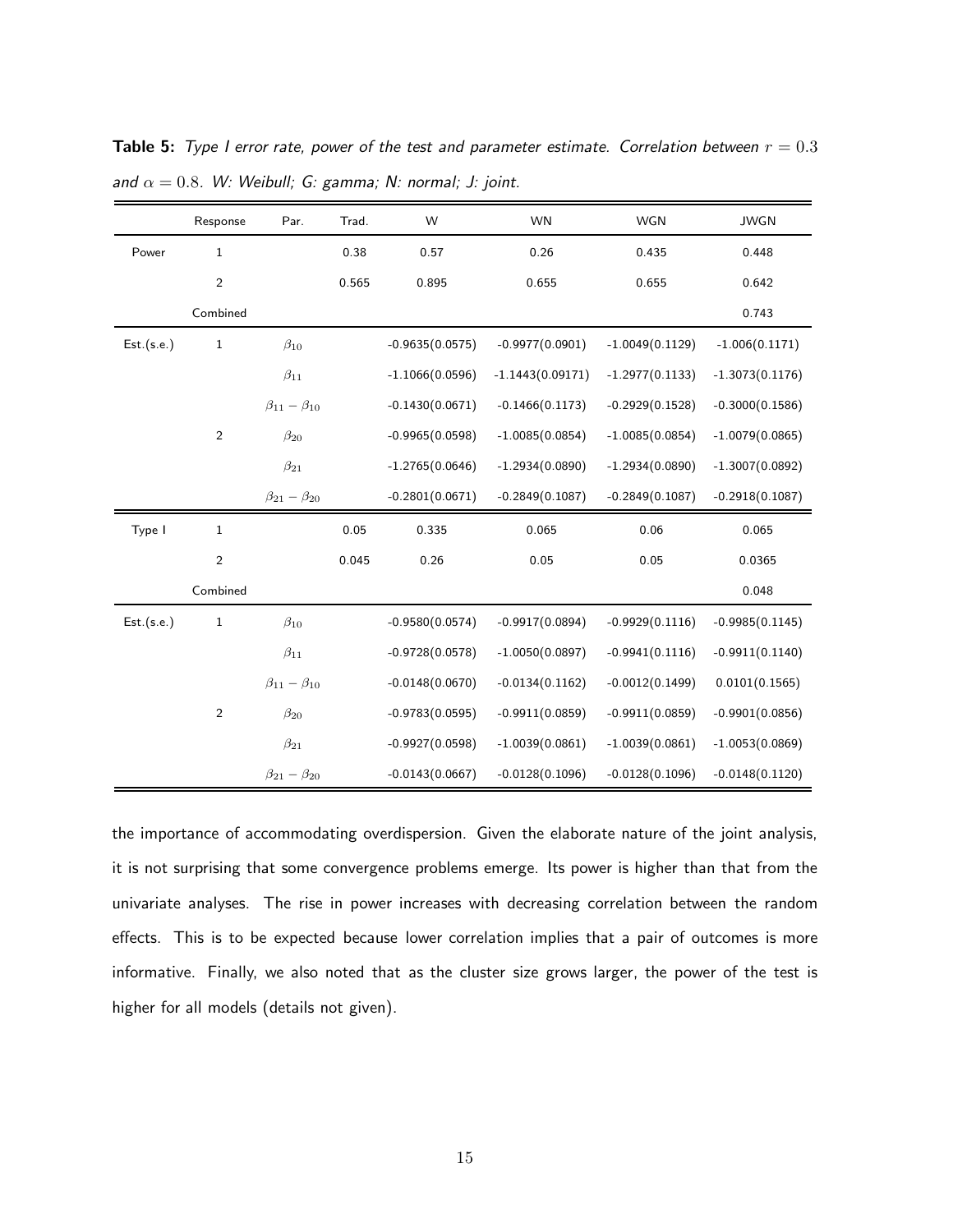**Table 5:** *Type I error rate, power of the test and parameter estimate. Correlation between $r = 0.3$ and $\alpha = 0.8$. W: Weibull; G: gamma; N: normal; J: joint.*

| | Response | Par. | Trad. | W | WN | WGN | JWGN |
|---|---|---|---|---|---|---|---|
| Power | 1 | | 0.38 | 0.57 | 0.26 | 0.435 | 0.448 |
| | 2 | | 0.565 | 0.895 | 0.655 | 0.655 | 0.642 |
| | Combined | | | | | | 0.743 |
| Est.(s.e.) | 1 | $\beta_{10}$ | | -0.9635(0.0575) | -0.9977(0.0901) | -1.0049(0.1129) | -1.006(0.1171) |
| | | $\beta_{11}$ | | -1.1066(0.0596) | -1.1443(0.09171) | -1.2977(0.1133) | -1.3073(0.1176) |
| | | $\beta_{11} - \beta_{10}$ | | -0.1430(0.0671) | -0.1466(0.1173) | -0.2929(0.1528) | -0.3000(0.1586) |
| | 2 | $\beta_{20}$ | | -0.9965(0.0598) | -1.0085(0.0854) | -1.0085(0.0854) | -1.0079(0.0865) |
| | | $\beta_{21}$ | | -1.2765(0.0646) | -1.2934(0.0890) | -1.2934(0.0890) | -1.3007(0.0892) |
| | | $\beta_{21} - \beta_{20}$ | | -0.2801(0.0671) | -0.2849(0.1087) | -0.2849(0.1087) | -0.2918(0.1087) |
| Type I | 1 | | 0.05 | 0.335 | 0.065 | 0.06 | 0.065 |
| | 2 | | 0.045 | 0.26 | 0.05 | 0.05 | 0.0365 |
| | Combined | | | | | | 0.048 |
| Est.(s.e.) | 1 | $\beta_{10}$ | | -0.9580(0.0574) | -0.9917(0.0894) | -0.9929(0.1116) | -0.9985(0.1145) |
| | | $\beta_{11}$ | | -0.9728(0.0578) | -1.0050(0.0897) | -0.9941(0.1116) | -0.9911(0.1140) |
| | | $\beta_{11} - \beta_{10}$ | | -0.0148(0.0670) | -0.0134(0.1162) | -0.0012(0.1499) | 0.0101(0.1565) |
| | 2 | $\beta_{20}$ | | -0.9783(0.0595) | -0.9911(0.0859) | -0.9911(0.0859) | -0.9901(0.0856) |
| | | $\beta_{21}$ | | -0.9927(0.0598) | -1.0039(0.0861) | -1.0039(0.0861) | -1.0053(0.0869) |
| | | $\beta_{21} - \beta_{20}$ | | -0.0143(0.0667) | -0.0128(0.1096) | -0.0128(0.1096) | -0.0148(0.1120) |

the importance of accommodating overdispersion. Given the elaborate nature of the joint analysis, it is not surprising that some convergence problems emerge. Its power is higher than that from the univariate analyses. The rise in power increases with decreasing correlation between the random effects. This is to be expected because lower correlation implies that a pair of outcomes is more informative. Finally, we also noted that as the cluster size grows larger, the power of the test is higher for all models (details not given).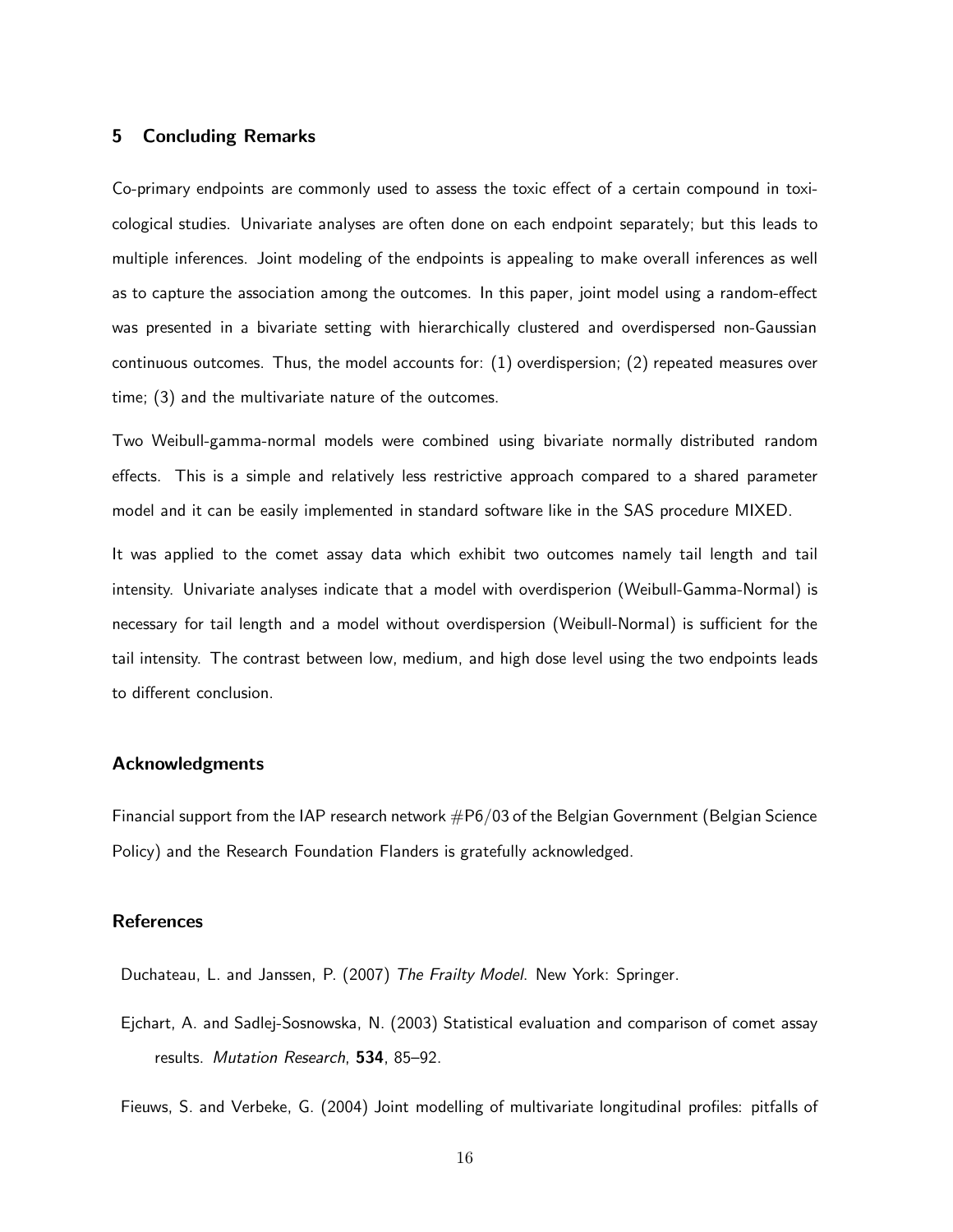## 5 Concluding Remarks

Co-primary endpoints are commonly used to assess the toxic effect of a certain compound in toxicological studies. Univariate analyses are often done on each endpoint separately; but this leads to multiple inferences. Joint modeling of the endpoints is appealing to make overall inferences as well as to capture the association among the outcomes. In this paper, joint model using a random-effect was presented in a bivariate setting with hierarchically clustered and overdispersed non-Gaussian continuous outcomes. Thus, the model accounts for: (1) overdispersion; (2) repeated measures over time; (3) and the multivariate nature of the outcomes.

Two Weibull-gamma-normal models were combined using bivariate normally distributed random effects. This is a simple and relatively less restrictive approach compared to a shared parameter model and it can be easily implemented in standard software like in the SAS procedure MIXED.

It was applied to the comet assay data which exhibit two outcomes namely tail length and tail intensity. Univariate analyses indicate that a model with overdisperion (Weibull-Gamma-Normal) is necessary for tail length and a model without overdispersion (Weibull-Normal) is sufficient for the tail intensity. The contrast between low, medium, and high dose level using the two endpoints leads to different conclusion.

### Acknowledgments

Financial support from the IAP research network #P6/03 of the Belgian Government (Belgian Science Policy) and the Research Foundation Flanders is gratefully acknowledged.

### References

Duchateau, L. and Janssen, P. (2007) *The Frailty Model*. New York: Springer.

Ejchart, A. and Sadlej-Sosnowska, N. (2003) Statistical evaluation and comparison of comet assay results. *Mutation Research*, **534**, 85–92.

Fieuws, S. and Verbeke, G. (2004) Joint modelling of multivariate longitudinal profiles: pitfalls of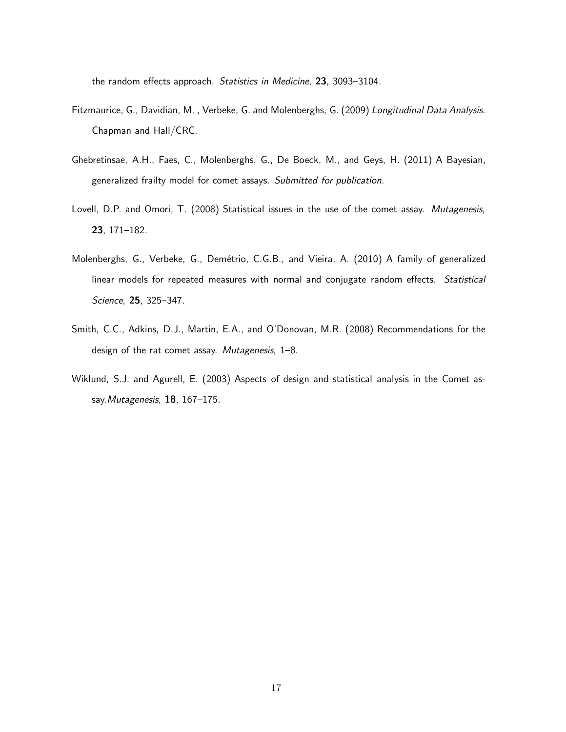the random effects approach. *Statistics in Medicine*, **23**, 3093–3104.

Fitzmaurice, G., Davidian, M. , Verbeke, G. and Molenberghs, G. (2009) *Longitudinal Data Analysis*. Chapman and Hall/CRC.

Ghebretinsae, A.H., Faes, C., Molenberghs, G., De Boeck, M., and Geys, H. (2011) A Bayesian, generalized frailty model for comet assays. *Submitted for publication*.

Lovell, D.P. and Omori, T. (2008) Statistical issues in the use of the comet assay. *Mutagenesis*, **23**, 171–182.

Molenberghs, G., Verbeke, G., Demétrio, C.G.B., and Vieira, A. (2010) A family of generalized linear models for repeated measures with normal and conjugate random effects. *Statistical Science*, **25**, 325–347.

Smith, C.C., Adkins, D.J., Martin, E.A., and O'Donovan, M.R. (2008) Recommendations for the design of the rat comet assay. *Mutagenesis*, 1–8.

Wiklund, S.J. and Agurell, E. (2003) Aspects of design and statistical analysis in the Comet assay.*Mutagenesis*, **18**, 167–175.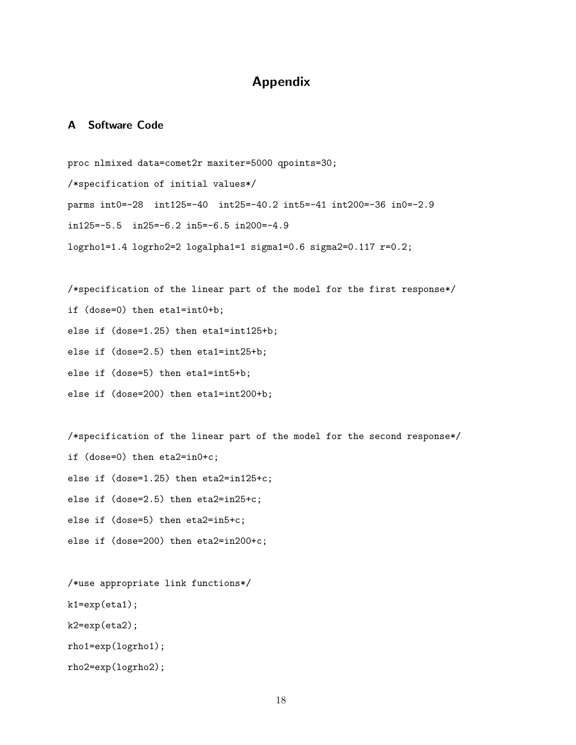# Appendix

## A Software Code

```
proc nlmixed data=comet2r maxiter=5000 qpoints=30;

/*specification of initial values*/

parms int0=-28  int125=-40  int25=-40.2 int5=-41 int200=-36 in0=-2.9

in125=-5.5  in25=-6.2 in5=-6.5 in200=-4.9

logrho1=1.4 logrho2=2 logalpha1=1 sigma1=0.6 sigma2=0.117 r=0.2;


/*specification of the linear part of the model for the first response*/

if (dose=0) then eta1=int0+b;

else if (dose=1.25) then eta1=int125+b;

else if (dose=2.5) then eta1=int25+b;

else if (dose=5) then eta1=int5+b;

else if (dose=200) then eta1=int200+b;


/*specification of the linear part of the model for the second response*/

if (dose=0) then eta2=in0+c;

else if (dose=1.25) then eta2=in125+c;

else if (dose=2.5) then eta2=in25+c;

else if (dose=5) then eta2=in5+c;

else if (dose=200) then eta2=in200+c;


/*use appropriate link functions*/

k1=exp(eta1);

k2=exp(eta2);

rho1=exp(logrho1);

rho2=exp(logrho2);
```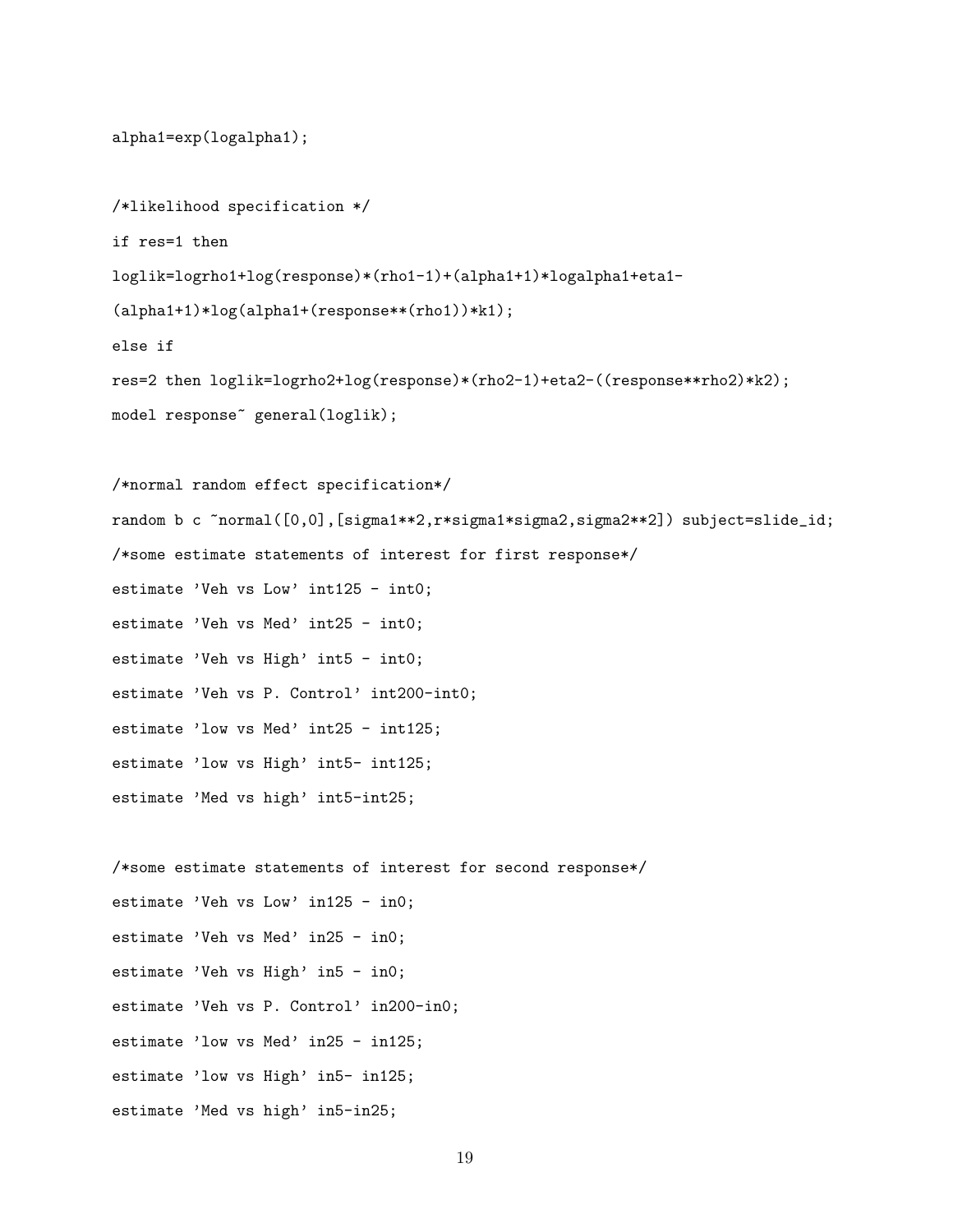```
alpha1=exp(logalpha1);

/*likelihood specification */
if res=1 then
loglik=logrho1+log(response)*(rho1-1)+(alpha1+1)*logalpha1+eta1-
(alpha1+1)*log(alpha1+(response**(rho1))*k1);
else if
res=2 then loglik=logrho2+log(response)*(rho2-1)+eta2-((response**rho2)*k2);
model response~ general(loglik);

/*normal random effect specification*/
random b c ~normal([0,0],[sigma1**2,r*sigma1*sigma2,sigma2**2]) subject=slide_id;
/*some estimate statements of interest for first response*/
estimate 'Veh vs Low' int125 - int0;
estimate 'Veh vs Med' int25 - int0;
estimate 'Veh vs High' int5 - int0;
estimate 'Veh vs P. Control' int200-int0;
estimate 'low vs Med' int25 - int125;
estimate 'low vs High' int5- int125;
estimate 'Med vs high' int5-int25;

/*some estimate statements of interest for second response*/
estimate 'Veh vs Low' in125 - in0;
estimate 'Veh vs Med' in25 - in0;
estimate 'Veh vs High' in5 - in0;
estimate 'Veh vs P. Control' in200-in0;
estimate 'low vs Med' in25 - in125;
estimate 'low vs High' in5- in125;
estimate 'Med vs high' in5-in25;
```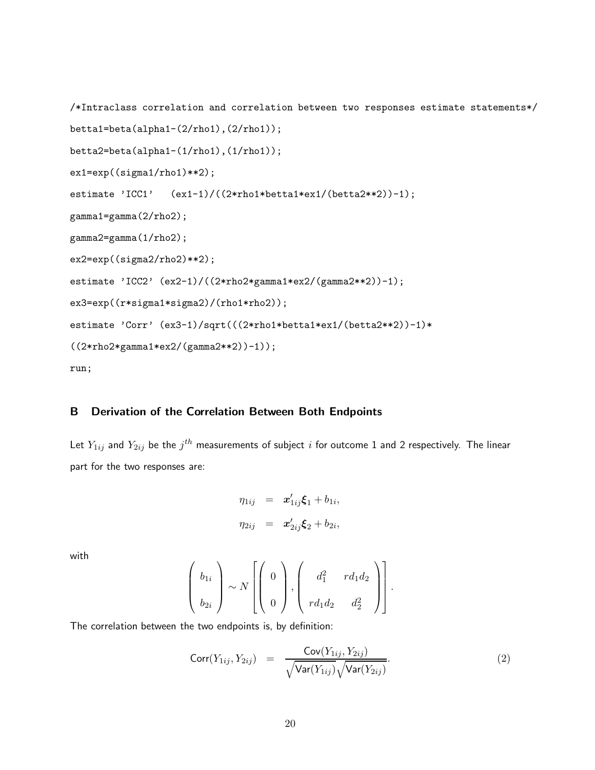```
/*Intraclass correlation and correlation between two responses estimate statements*/
betta1=beta(alpha1-(2/rho1),(2/rho1));
betta2=beta(alpha1-(1/rho1),(1/rho1));
ex1=exp((sigma1/rho1)**2);
estimate 'ICC1'   (ex1-1)/((2*rho1*betta1*ex1/(betta2**2))-1);
gamma1=gamma(2/rho2);
gamma2=gamma(1/rho2);
ex2=exp((sigma2/rho2)**2);
estimate 'ICC2' (ex2-1)/((2*rho2*gamma1*ex2/(gamma2**2))-1);
ex3=exp((r*sigma1*sigma2)/(rho1*rho2));
estimate 'Corr' (ex3-1)/sqrt(((2*rho1*betta1*ex1/(betta2**2))-1)*
((2*rho2*gamma1*ex2/(gamma2**2))-1));
run;
```

## B Derivation of the Correlation Between Both Endpoints

Let $Y_{1ij}$ and $Y_{2ij}$ be the $j^{th}$ measurements of subject $i$ for outcome 1 and 2 respectively. The linear part for the two responses are:

$$
\begin{aligned}
\eta_{1ij} &= \boldsymbol{x}'_{1ij}\boldsymbol{\xi}_1 + b_{1i}, \\
\eta_{2ij} &= \boldsymbol{x}'_{2ij}\boldsymbol{\xi}_2 + b_{2i},
\end{aligned}
$$

with

$$
\begin{pmatrix} b_{1i} \\ b_{2i} \end{pmatrix} \sim N\left[\begin{pmatrix} 0 \\ 0 \end{pmatrix}, \begin{pmatrix} d_1^2 & rd_1d_2 \\ rd_1d_2 & d_2^2 \end{pmatrix}\right].
$$

The correlation between the two endpoints is, by definition:

$$
\mathsf{Corr}(Y_{1ij}, Y_{2ij}) = \frac{\mathsf{Cov}(Y_{1ij}, Y_{2ij})}{\sqrt{\mathsf{Var}(Y_{1ij})}\sqrt{\mathsf{Var}(Y_{2ij})}}. \tag{2}
$$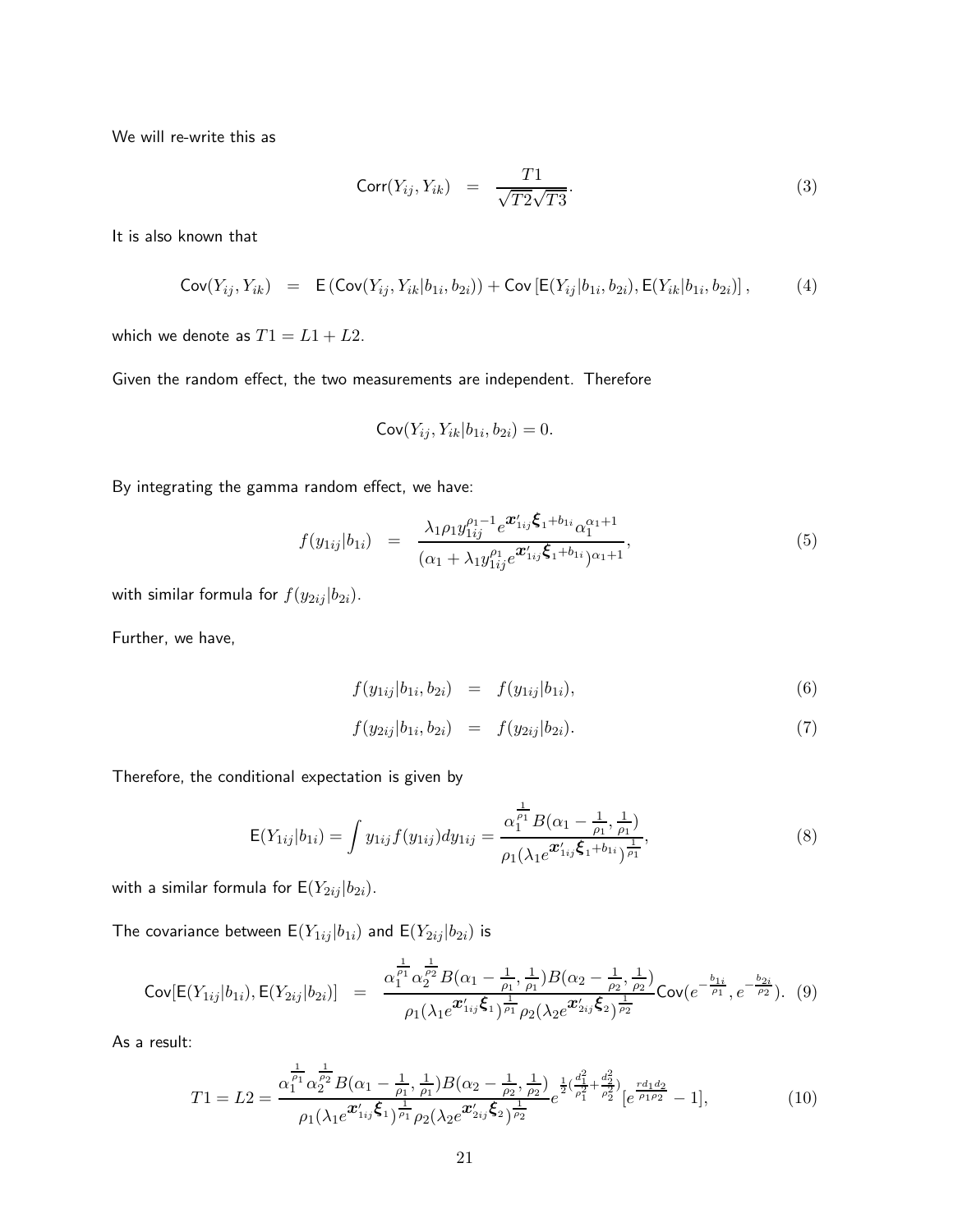We will re-write this as

$$\text{Corr}(Y_{ij}, Y_{ik}) \quad = \quad \frac{T1}{\sqrt{T2}\sqrt{T3}}. \tag{3}$$

It is also known that

$$\text{Cov}(Y_{ij}, Y_{ik}) \quad = \quad \text{E}\left(\text{Cov}(Y_{ij}, Y_{ik}|b_{1i}, b_{2i})\right) + \text{Cov}\left[\text{E}(Y_{ij}|b_{1i}, b_{2i}), \text{E}(Y_{ik}|b_{1i}, b_{2i})\right], \tag{4}$$

which we denote as $T1 = L1 + L2$.

Given the random effect, the two measurements are independent. Therefore

$$\text{Cov}(Y_{ij}, Y_{ik}|b_{1i}, b_{2i}) = 0.$$

By integrating the gamma random effect, we have:

$$f(y_{1ij}|b_{1i}) \quad = \quad \frac{\lambda_1 \rho_1 y_{1ij}^{\rho_1 - 1} e^{\boldsymbol{x}'_{1ij}\boldsymbol{\xi}_1 + b_{1i}} \alpha_1^{\alpha_1 + 1}}{(\alpha_1 + \lambda_1 y_{1ij}^{\rho_1} e^{\boldsymbol{x}'_{1ij}\boldsymbol{\xi}_1 + b_{1i}})^{\alpha_1 + 1}}, \tag{5}$$

with similar formula for $f(y_{2ij}|b_{2i})$.

Further, we have,

$$f(y_{1ij}|b_{1i}, b_{2i}) \quad = \quad f(y_{1ij}|b_{1i}), \tag{6}$$

$$f(y_{2ij}|b_{1i}, b_{2i}) \quad = \quad f(y_{2ij}|b_{2i}). \tag{7}$$

Therefore, the conditional expectation is given by

$$\text{E}(Y_{1ij}|b_{1i}) = \int y_{1ij} f(y_{1ij}) dy_{1ij} = \frac{\alpha_1^{\frac{1}{\rho_1}} B(\alpha_1 - \frac{1}{\rho_1}, \frac{1}{\rho_1})}{\rho_1 (\lambda_1 e^{\boldsymbol{x}'_{1ij}\boldsymbol{\xi}_1 + b_{1i}})^{\frac{1}{\rho_1}}}, \tag{8}$$

with a similar formula for $\text{E}(Y_{2ij}|b_{2i})$.

The covariance between $\text{E}(Y_{1ij}|b_{1i})$ and $\text{E}(Y_{2ij}|b_{2i})$ is

$$\text{Cov}[\text{E}(Y_{1ij}|b_{1i}), \text{E}(Y_{2ij}|b_{2i})] \quad = \quad \frac{\alpha_1^{\frac{1}{\rho_1}} \alpha_2^{\frac{1}{\rho_2}} B(\alpha_1 - \frac{1}{\rho_1}, \frac{1}{\rho_1}) B(\alpha_2 - \frac{1}{\rho_2}, \frac{1}{\rho_2})}{\rho_1 (\lambda_1 e^{\boldsymbol{x}'_{1ij}\boldsymbol{\xi}_1})^{\frac{1}{\rho_1}} \rho_2 (\lambda_2 e^{\boldsymbol{x}'_{2ij}\boldsymbol{\xi}_2})^{\frac{1}{\rho_2}}} \text{Cov}(e^{-\frac{b_{1i}}{\rho_1}}, e^{-\frac{b_{2i}}{\rho_2}}). \tag{9}$$

As a result:

$$T1 = L2 = \frac{\alpha_1^{\frac{1}{\rho_1}} \alpha_2^{\frac{1}{\rho_2}} B(\alpha_1 - \frac{1}{\rho_1}, \frac{1}{\rho_1}) B(\alpha_2 - \frac{1}{\rho_2}, \frac{1}{\rho_2})}{\rho_1 (\lambda_1 e^{\boldsymbol{x}'_{1ij}\boldsymbol{\xi}_1})^{\frac{1}{\rho_1}} \rho_2 (\lambda_2 e^{\boldsymbol{x}'_{2ij}\boldsymbol{\xi}_2})^{\frac{1}{\rho_2}}} e^{\frac{1}{2}(\frac{d_1^2}{\rho_1^2} + \frac{d_2^2}{\rho_2^2})} [e^{\frac{r d_1 d_2}{\rho_1 \rho_2}} - 1], \tag{10}$$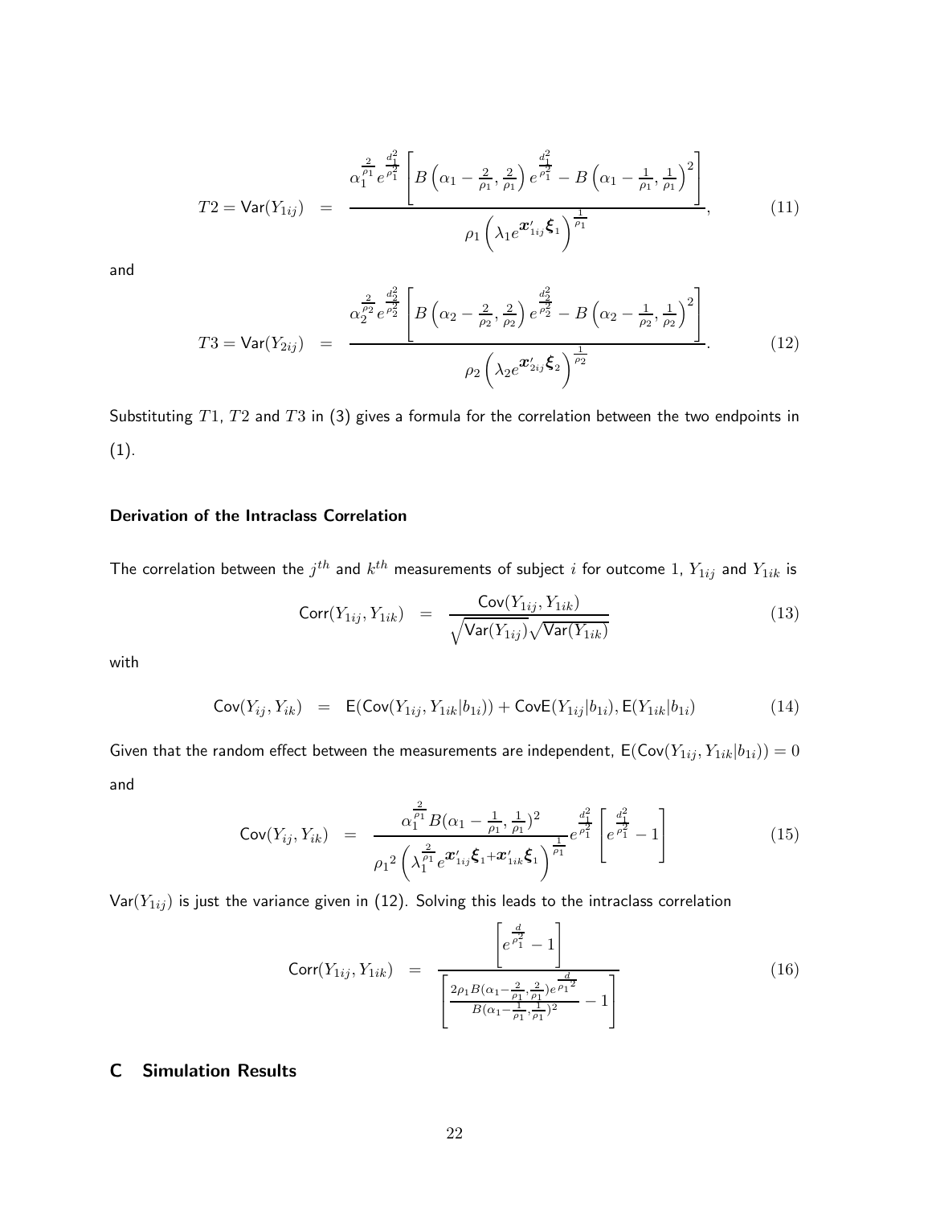$$T2 = \mathsf{Var}(Y_{1ij}) \;\; = \;\; \frac{\alpha_1^{\frac{2}{\rho_1}} e^{\frac{d_1^2}{\rho_1^2}} \left[ B\left(\alpha_1 - \frac{2}{\rho_1}, \frac{2}{\rho_1}\right) e^{\frac{d_1^2}{\rho_1^2}} - B\left(\alpha_1 - \frac{1}{\rho_1}, \frac{1}{\rho_1}\right)^2 \right]}{\rho_1 \left( \lambda_1 e^{\boldsymbol{x}'_{1ij} \boldsymbol{\xi}_1} \right)^{\frac{1}{\rho_1}}}, \tag{11}$$

and

$$T3 = \mathsf{Var}(Y_{2ij}) \;\; = \;\; \frac{\alpha_2^{\frac{2}{\rho_2}} e^{\frac{d_2^2}{\rho_2^2}} \left[ B\left(\alpha_2 - \frac{2}{\rho_2}, \frac{2}{\rho_2}\right) e^{\frac{d_2^2}{\rho_2^2}} - B\left(\alpha_2 - \frac{1}{\rho_2}, \frac{1}{\rho_2}\right)^2 \right]}{\rho_2 \left( \lambda_2 e^{\boldsymbol{x}'_{2ij} \boldsymbol{\xi}_2} \right)^{\frac{1}{\rho_2}}}. \tag{12}$$

Substituting $T1$, $T2$ and $T3$ in (3) gives a formula for the correlation between the two endpoints in (1).

### Derivation of the Intraclass Correlation

The correlation between the $j^{th}$ and $k^{th}$ measurements of subject $i$ for outcome 1, $Y_{1ij}$ and $Y_{1ik}$ is

$$\mathsf{Corr}(Y_{1ij}, Y_{1ik}) \;\; = \;\; \frac{\mathsf{Cov}(Y_{1ij}, Y_{1ik})}{\sqrt{\mathsf{Var}(Y_{1ij})}\sqrt{\mathsf{Var}(Y_{1ik})}} \tag{13}$$

with

$$\mathsf{Cov}(Y_{ij}, Y_{ik}) \;\; = \;\; \mathsf{E}(\mathsf{Cov}(Y_{1ij}, Y_{1ik}|b_{1i})) + \mathsf{Cov}\mathsf{E}(Y_{1ij}|b_{1i}), \mathsf{E}(Y_{1ik}|b_{1i}) \tag{14}$$

Given that the random effect between the measurements are independent, $\mathsf{E}(\mathsf{Cov}(Y_{1ij}, Y_{1ik}|b_{1i})) = 0$ and

$$\mathsf{Cov}(Y_{ij}, Y_{ik}) \;\; = \;\; \frac{\alpha_1^{\frac{2}{\rho_1}} B(\alpha_1 - \frac{1}{\rho_1}, \frac{1}{\rho_1})^2}{{\rho_1}^2 \left( \lambda_1^{\frac{2}{\rho_1}} e^{\boldsymbol{x}'_{1ij} \boldsymbol{\xi}_1 + \boldsymbol{x}'_{1ik} \boldsymbol{\xi}_1} \right)^{\frac{1}{\rho_1}}} e^{\frac{d_1^2}{\rho_1^2}} \left[ e^{\frac{d_1^2}{\rho_1^2}} - 1 \right] \tag{15}$$

$\mathsf{Var}(Y_{1ij})$ is just the variance given in (12). Solving this leads to the intraclass correlation

$$\mathsf{Corr}(Y_{1ij}, Y_{1ik}) \;\; = \;\; \frac{\left[ e^{\frac{d}{\rho_1^2}} - 1 \right]}{\left[ \frac{2\rho_1 B(\alpha_1 - \frac{2}{\rho_1}, \frac{2}{\rho_1}) e^{\frac{d}{{\rho_1}^2}}}{B(\alpha_1 - \frac{1}{\rho_1}, \frac{1}{\rho_1})^2} - 1 \right]} \tag{16}$$

## C Simulation Results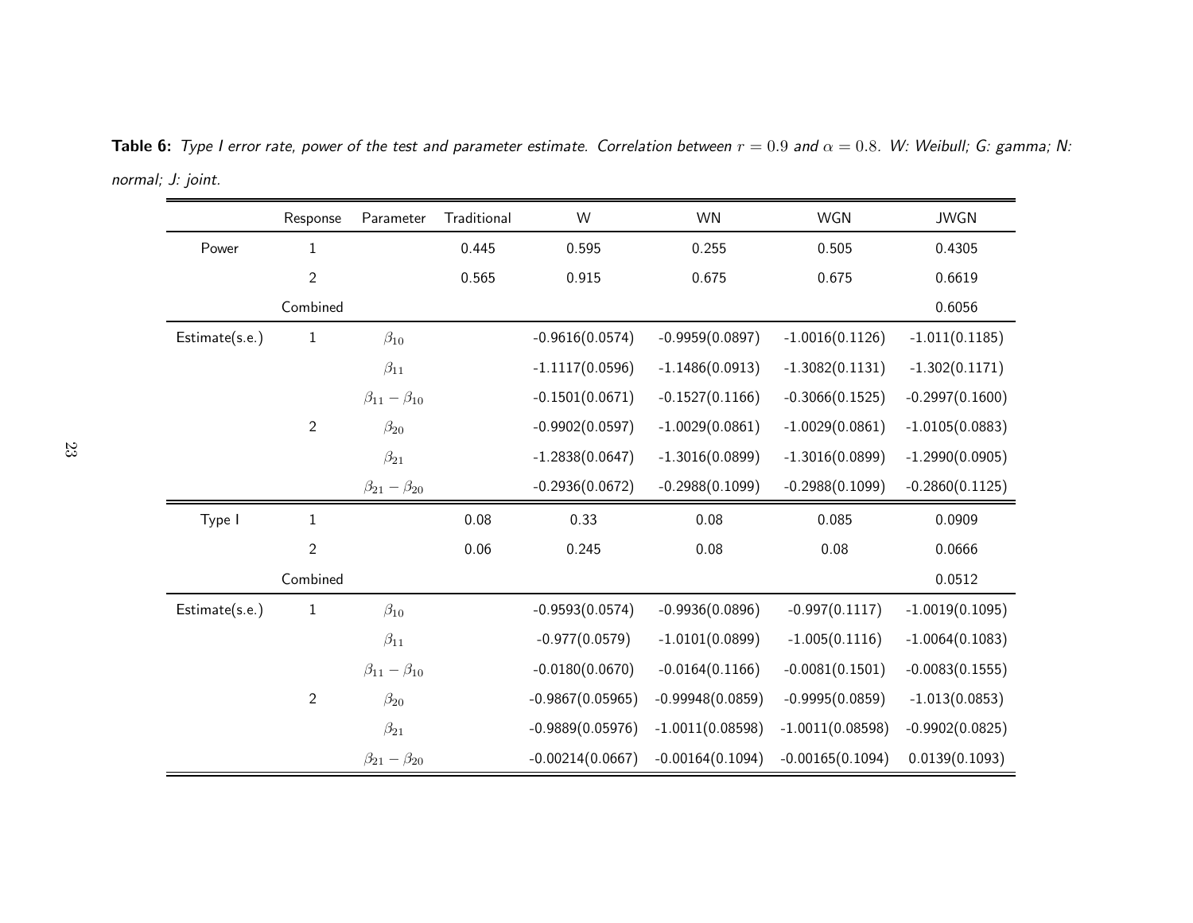**Table 6:** *Type I error rate, power of the test and parameter estimate. Correlation between $r = 0.9$ and $\alpha = 0.8$. W: Weibull; G: gamma; N: normal; J: joint.*

| | Response | Parameter | Traditional | W | WN | WGN | JWGN |
|---|---|---|---|---|---|---|---|
| Power | 1 | | 0.445 | 0.595 | 0.255 | 0.505 | 0.4305 |
| | 2 | | 0.565 | 0.915 | 0.675 | 0.675 | 0.6619 |
| | Combined | | | | | | 0.6056 |
| Estimate(s.e.) | 1 | $\beta_{10}$ | | -0.9616(0.0574) | -0.9959(0.0897) | -1.0016(0.1126) | -1.011(0.1185) |
| | | $\beta_{11}$ | | -1.1117(0.0596) | -1.1486(0.0913) | -1.3082(0.1131) | -1.302(0.1171) |
| | | $\beta_{11} - \beta_{10}$ | | -0.1501(0.0671) | -0.1527(0.1166) | -0.3066(0.1525) | -0.2997(0.1600) |
| | 2 | $\beta_{20}$ | | -0.9902(0.0597) | -1.0029(0.0861) | -1.0029(0.0861) | -1.0105(0.0883) |
| | | $\beta_{21}$ | | -1.2838(0.0647) | -1.3016(0.0899) | -1.3016(0.0899) | -1.2990(0.0905) |
| | | $\beta_{21} - \beta_{20}$ | | -0.2936(0.0672) | -0.2988(0.1099) | -0.2988(0.1099) | -0.2860(0.1125) |
| Type I | 1 | | 0.08 | 0.33 | 0.08 | 0.085 | 0.0909 |
| | 2 | | 0.06 | 0.245 | 0.08 | 0.08 | 0.0666 |
| | Combined | | | | | | 0.0512 |
| Estimate(s.e.) | 1 | $\beta_{10}$ | | -0.9593(0.0574) | -0.9936(0.0896) | -0.997(0.1117) | -1.0019(0.1095) |
| | | $\beta_{11}$ | | -0.977(0.0579) | -1.0101(0.0899) | -1.005(0.1116) | -1.0064(0.1083) |
| | | $\beta_{11} - \beta_{10}$ | | -0.0180(0.0670) | -0.0164(0.1166) | -0.0081(0.1501) | -0.0083(0.1555) |
| | 2 | $\beta_{20}$ | | -0.9867(0.05965) | -0.99948(0.0859) | -0.9995(0.0859) | -1.013(0.0853) |
| | | $\beta_{21}$ | | -0.9889(0.05976) | -1.0011(0.08598) | -1.0011(0.08598) | -0.9902(0.0825) |
| | | $\beta_{21} - \beta_{20}$ | | -0.00214(0.0667) | -0.00164(0.1094) | -0.00165(0.1094) | 0.0139(0.1093) |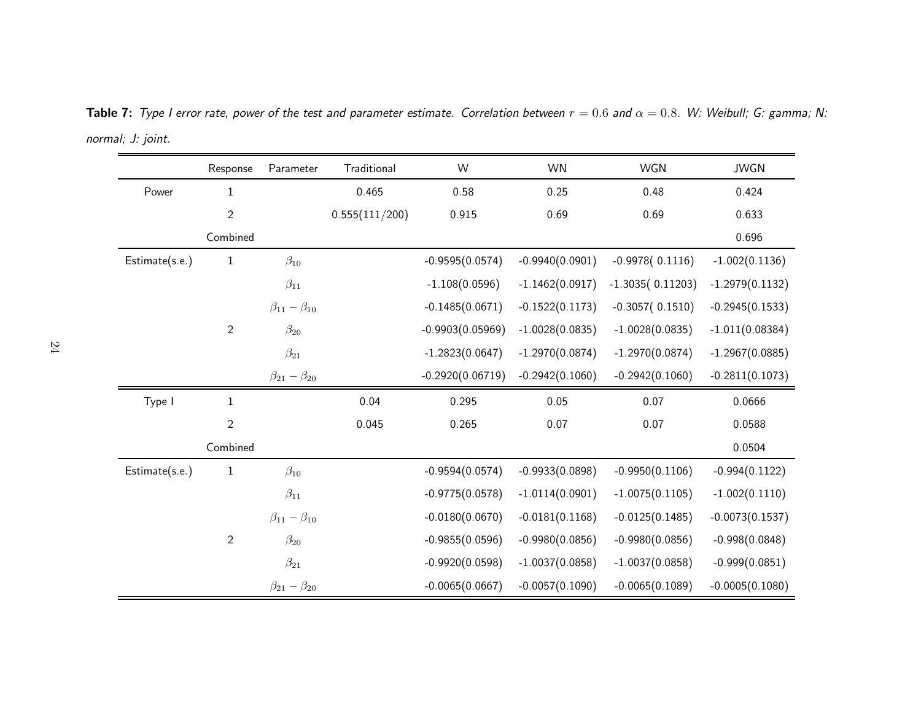**Table 7:** *Type I error rate, power of the test and parameter estimate. Correlation between $r = 0.6$ and $\alpha = 0.8$. W: Weibull; G: gamma; N: normal; J: joint.*

| | Response | Parameter | Traditional | W | WN | WGN | JWGN |
|---|---|---|---|---|---|---|---|
| Power | 1 | | 0.465 | 0.58 | 0.25 | 0.48 | 0.424 |
| | 2 | | 0.555(111/200) | 0.915 | 0.69 | 0.69 | 0.633 |
| | Combined | | | | | | 0.696 |
| Estimate(s.e.) | 1 | $\beta_{10}$ | | -0.9595(0.0574) | -0.9940(0.0901) | -0.9978( 0.1116) | -1.002(0.1136) |
| | | $\beta_{11}$ | | -1.108(0.0596) | -1.1462(0.0917) | -1.3035( 0.11203) | -1.2979(0.1132) |
| | | $\beta_{11} - \beta_{10}$ | | -0.1485(0.0671) | -0.1522(0.1173) | -0.3057( 0.1510) | -0.2945(0.1533) |
| | 2 | $\beta_{20}$ | | -0.9903(0.05969) | -1.0028(0.0835) | -1.0028(0.0835) | -1.011(0.08384) |
| | | $\beta_{21}$ | | -1.2823(0.0647) | -1.2970(0.0874) | -1.2970(0.0874) | -1.2967(0.0885) |
| | | $\beta_{21} - \beta_{20}$ | | -0.2920(0.06719) | -0.2942(0.1060) | -0.2942(0.1060) | -0.2811(0.1073) |
| Type I | 1 | | 0.04 | 0.295 | 0.05 | 0.07 | 0.0666 |
| | 2 | | 0.045 | 0.265 | 0.07 | 0.07 | 0.0588 |
| | Combined | | | | | | 0.0504 |
| Estimate(s.e.) | 1 | $\beta_{10}$ | | -0.9594(0.0574) | -0.9933(0.0898) | -0.9950(0.1106) | -0.994(0.1122) |
| | | $\beta_{11}$ | | -0.9775(0.0578) | -1.0114(0.0901) | -1.0075(0.1105) | -1.002(0.1110) |
| | | $\beta_{11} - \beta_{10}$ | | -0.0180(0.0670) | -0.0181(0.1168) | -0.0125(0.1485) | -0.0073(0.1537) |
| | 2 | $\beta_{20}$ | | -0.9855(0.0596) | -0.9980(0.0856) | -0.9980(0.0856) | -0.998(0.0848) |
| | | $\beta_{21}$ | | -0.9920(0.0598) | -1.0037(0.0858) | -1.0037(0.0858) | -0.999(0.0851) |
| | | $\beta_{21} - \beta_{20}$ | | -0.0065(0.0667) | -0.0057(0.1090) | -0.0065(0.1089) | -0.0005(0.1080) |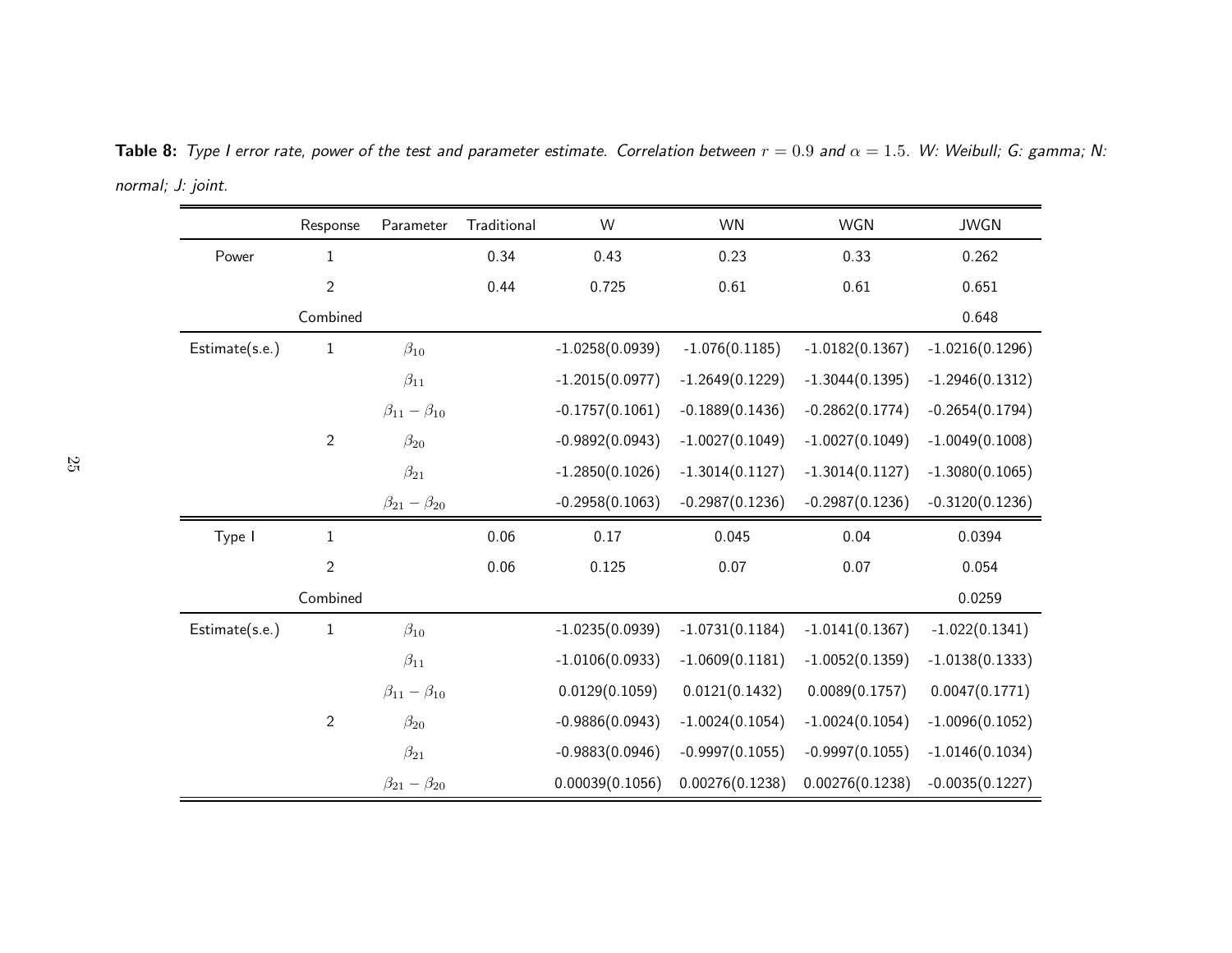**Table 8:** *Type I error rate, power of the test and parameter estimate. Correlation between $r = 0.9$ and $\alpha = 1.5$. W: Weibull; G: gamma; N: normal; J: joint.*

| | Response | Parameter | Traditional | W | WN | WGN | JWGN |
|---|---|---|---|---|---|---|---|
| Power | 1 | | 0.34 | 0.43 | 0.23 | 0.33 | 0.262 |
| | 2 | | 0.44 | 0.725 | 0.61 | 0.61 | 0.651 |
| | Combined | | | | | | 0.648 |
| Estimate(s.e.) | 1 | $\beta_{10}$ | | -1.0258(0.0939) | -1.076(0.1185) | -1.0182(0.1367) | -1.0216(0.1296) |
| | | $\beta_{11}$ | | -1.2015(0.0977) | -1.2649(0.1229) | -1.3044(0.1395) | -1.2946(0.1312) |
| | | $\beta_{11} - \beta_{10}$ | | -0.1757(0.1061) | -0.1889(0.1436) | -0.2862(0.1774) | -0.2654(0.1794) |
| | 2 | $\beta_{20}$ | | -0.9892(0.0943) | -1.0027(0.1049) | -1.0027(0.1049) | -1.0049(0.1008) |
| | | $\beta_{21}$ | | -1.2850(0.1026) | -1.3014(0.1127) | -1.3014(0.1127) | -1.3080(0.1065) |
| | | $\beta_{21} - \beta_{20}$ | | -0.2958(0.1063) | -0.2987(0.1236) | -0.2987(0.1236) | -0.3120(0.1236) |
| Type I | 1 | | 0.06 | 0.17 | 0.045 | 0.04 | 0.0394 |
| | 2 | | 0.06 | 0.125 | 0.07 | 0.07 | 0.054 |
| | Combined | | | | | | 0.0259 |
| Estimate(s.e.) | 1 | $\beta_{10}$ | | -1.0235(0.0939) | -1.0731(0.1184) | -1.0141(0.1367) | -1.022(0.1341) |
| | | $\beta_{11}$ | | -1.0106(0.0933) | -1.0609(0.1181) | -1.0052(0.1359) | -1.0138(0.1333) |
| | | $\beta_{11} - \beta_{10}$ | | 0.0129(0.1059) | 0.0121(0.1432) | 0.0089(0.1757) | 0.0047(0.1771) |
| | 2 | $\beta_{20}$ | | -0.9886(0.0943) | -1.0024(0.1054) | -1.0024(0.1054) | -1.0096(0.1052) |
| | | $\beta_{21}$ | | -0.9883(0.0946) | -0.9997(0.1055) | -0.9997(0.1055) | -1.0146(0.1034) |
| | | $\beta_{21} - \beta_{20}$ | | 0.00039(0.1056) | 0.00276(0.1238) | 0.00276(0.1238) | -0.0035(0.1227) |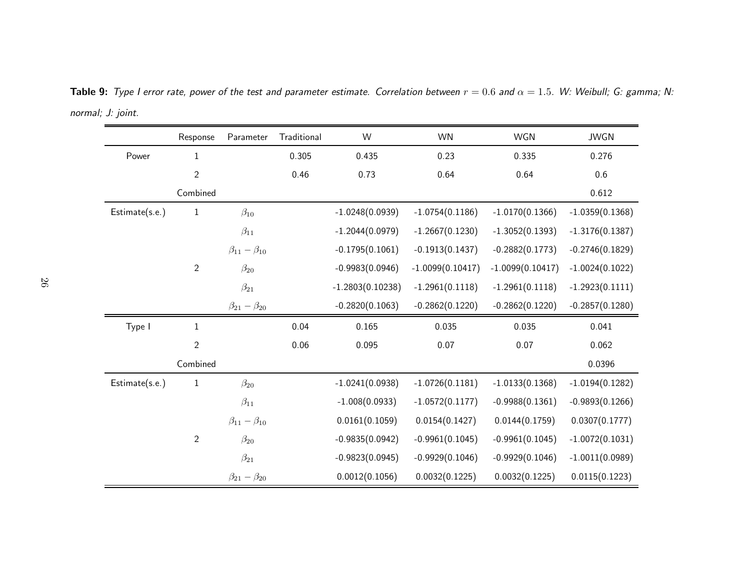**Table 9:** *Type I error rate, power of the test and parameter estimate. Correlation between $r = 0.6$ and $\alpha = 1.5$. W: Weibull; G: gamma; N: normal; J: joint.*

| | Response | Parameter | Traditional | W | WN | WGN | JWGN |
|---|---|---|---|---|---|---|---|
| Power | 1 | | 0.305 | 0.435 | 0.23 | 0.335 | 0.276 |
| | 2 | | 0.46 | 0.73 | 0.64 | 0.64 | 0.6 |
| | Combined | | | | | | 0.612 |
| Estimate(s.e.) | 1 | $\beta_{10}$ | | -1.0248(0.0939) | -1.0754(0.1186) | -1.0170(0.1366) | -1.0359(0.1368) |
| | | $\beta_{11}$ | | -1.2044(0.0979) | -1.2667(0.1230) | -1.3052(0.1393) | -1.3176(0.1387) |
| | | $\beta_{11} - \beta_{10}$ | | -0.1795(0.1061) | -0.1913(0.1437) | -0.2882(0.1773) | -0.2746(0.1829) |
| | 2 | $\beta_{20}$ | | -0.9983(0.0946) | -1.0099(0.10417) | -1.0099(0.10417) | -1.0024(0.1022) |
| | | $\beta_{21}$ | | -1.2803(0.10238) | -1.2961(0.1118) | -1.2961(0.1118) | -1.2923(0.1111) |
| | | $\beta_{21} - \beta_{20}$ | | -0.2820(0.1063) | -0.2862(0.1220) | -0.2862(0.1220) | -0.2857(0.1280) |
| Type I | 1 | | 0.04 | 0.165 | 0.035 | 0.035 | 0.041 |
| | 2 | | 0.06 | 0.095 | 0.07 | 0.07 | 0.062 |
| | Combined | | | | | | 0.0396 |
| Estimate(s.e.) | 1 | $\beta_{20}$ | | -1.0241(0.0938) | -1.0726(0.1181) | -1.0133(0.1368) | -1.0194(0.1282) |
| | | $\beta_{11}$ | | -1.008(0.0933) | -1.0572(0.1177) | -0.9988(0.1361) | -0.9893(0.1266) |
| | | $\beta_{11} - \beta_{10}$ | | 0.0161(0.1059) | 0.0154(0.1427) | 0.0144(0.1759) | 0.0307(0.1777) |
| | 2 | $\beta_{20}$ | | -0.9835(0.0942) | -0.9961(0.1045) | -0.9961(0.1045) | -1.0072(0.1031) |
| | | $\beta_{21}$ | | -0.9823(0.0945) | -0.9929(0.1046) | -0.9929(0.1046) | -1.0011(0.0989) |
| | | $\beta_{21} - \beta_{20}$ | | 0.0012(0.1056) | 0.0032(0.1225) | 0.0032(0.1225) | 0.0115(0.1223) |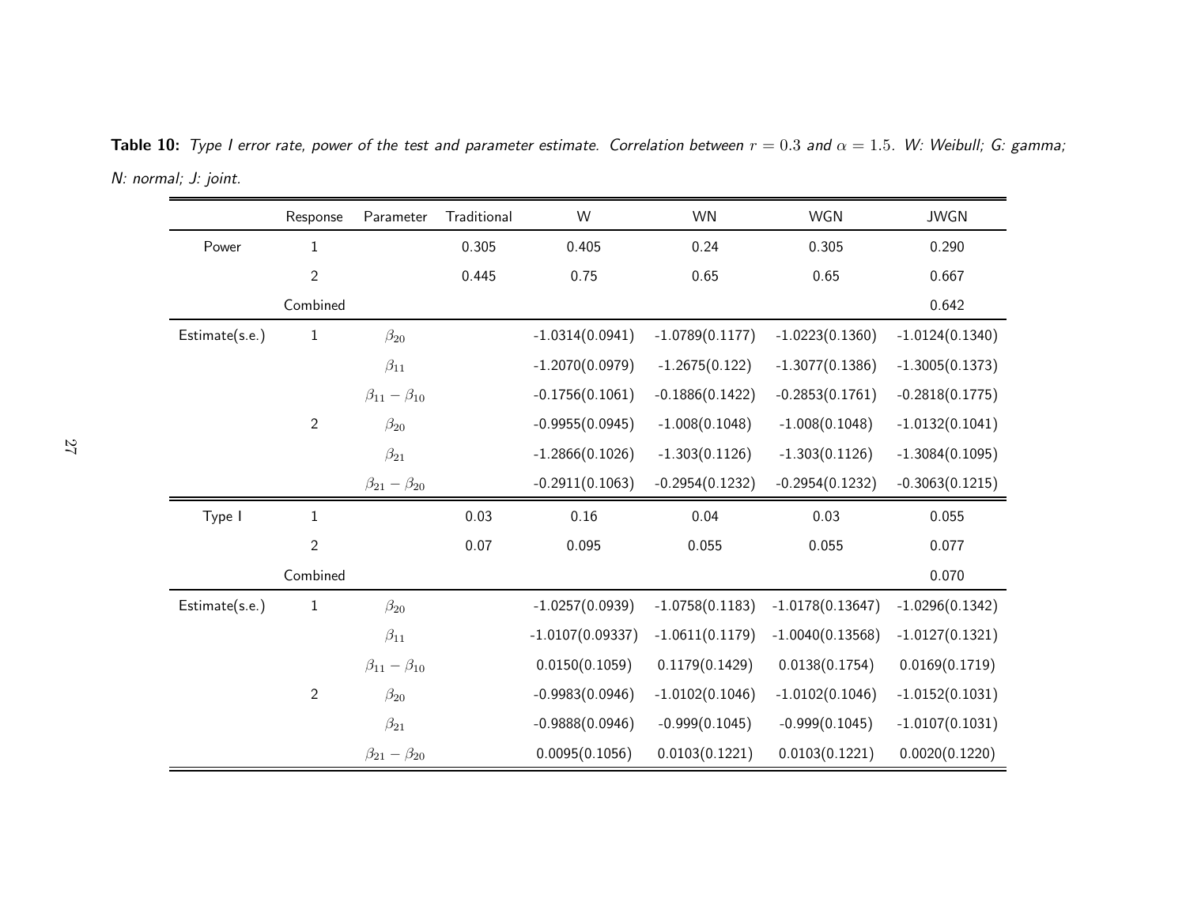**Table 10:** *Type I error rate, power of the test and parameter estimate. Correlation between $r = 0.3$ and $\alpha = 1.5$. W: Weibull; G: gamma; N: normal; J: joint.*

| | Response | Parameter | Traditional | W | WN | WGN | JWGN |
|---|---|---|---|---|---|---|---|
| Power | 1 | | 0.305 | 0.405 | 0.24 | 0.305 | 0.290 |
| | 2 | | 0.445 | 0.75 | 0.65 | 0.65 | 0.667 |
| | Combined | | | | | | 0.642 |
| Estimate(s.e.) | 1 | $\beta_{20}$ | | -1.0314(0.0941) | -1.0789(0.1177) | -1.0223(0.1360) | -1.0124(0.1340) |
| | | $\beta_{11}$ | | -1.2070(0.0979) | -1.2675(0.122) | -1.3077(0.1386) | -1.3005(0.1373) |
| | | $\beta_{11} - \beta_{10}$ | | -0.1756(0.1061) | -0.1886(0.1422) | -0.2853(0.1761) | -0.2818(0.1775) |
| | 2 | $\beta_{20}$ | | -0.9955(0.0945) | -1.008(0.1048) | -1.008(0.1048) | -1.0132(0.1041) |
| | | $\beta_{21}$ | | -1.2866(0.1026) | -1.303(0.1126) | -1.303(0.1126) | -1.3084(0.1095) |
| | | $\beta_{21} - \beta_{20}$ | | -0.2911(0.1063) | -0.2954(0.1232) | -0.2954(0.1232) | -0.3063(0.1215) |
| Type I | 1 | | 0.03 | 0.16 | 0.04 | 0.03 | 0.055 |
| | 2 | | 0.07 | 0.095 | 0.055 | 0.055 | 0.077 |
| | Combined | | | | | | 0.070 |
| Estimate(s.e.) | 1 | $\beta_{20}$ | | -1.0257(0.0939) | -1.0758(0.1183) | -1.0178(0.13647) | -1.0296(0.1342) |
| | | $\beta_{11}$ | | -1.0107(0.09337) | -1.0611(0.1179) | -1.0040(0.13568) | -1.0127(0.1321) |
| | | $\beta_{11} - \beta_{10}$ | | 0.0150(0.1059) | 0.1179(0.1429) | 0.0138(0.1754) | 0.0169(0.1719) |
| | 2 | $\beta_{20}$ | | -0.9983(0.0946) | -1.0102(0.1046) | -1.0102(0.1046) | -1.0152(0.1031) |
| | | $\beta_{21}$ | | -0.9888(0.0946) | -0.999(0.1045) | -0.999(0.1045) | -1.0107(0.1031) |
| | | $\beta_{21} - \beta_{20}$ | | 0.0095(0.1056) | 0.0103(0.1221) | 0.0103(0.1221) | 0.0020(0.1220) |